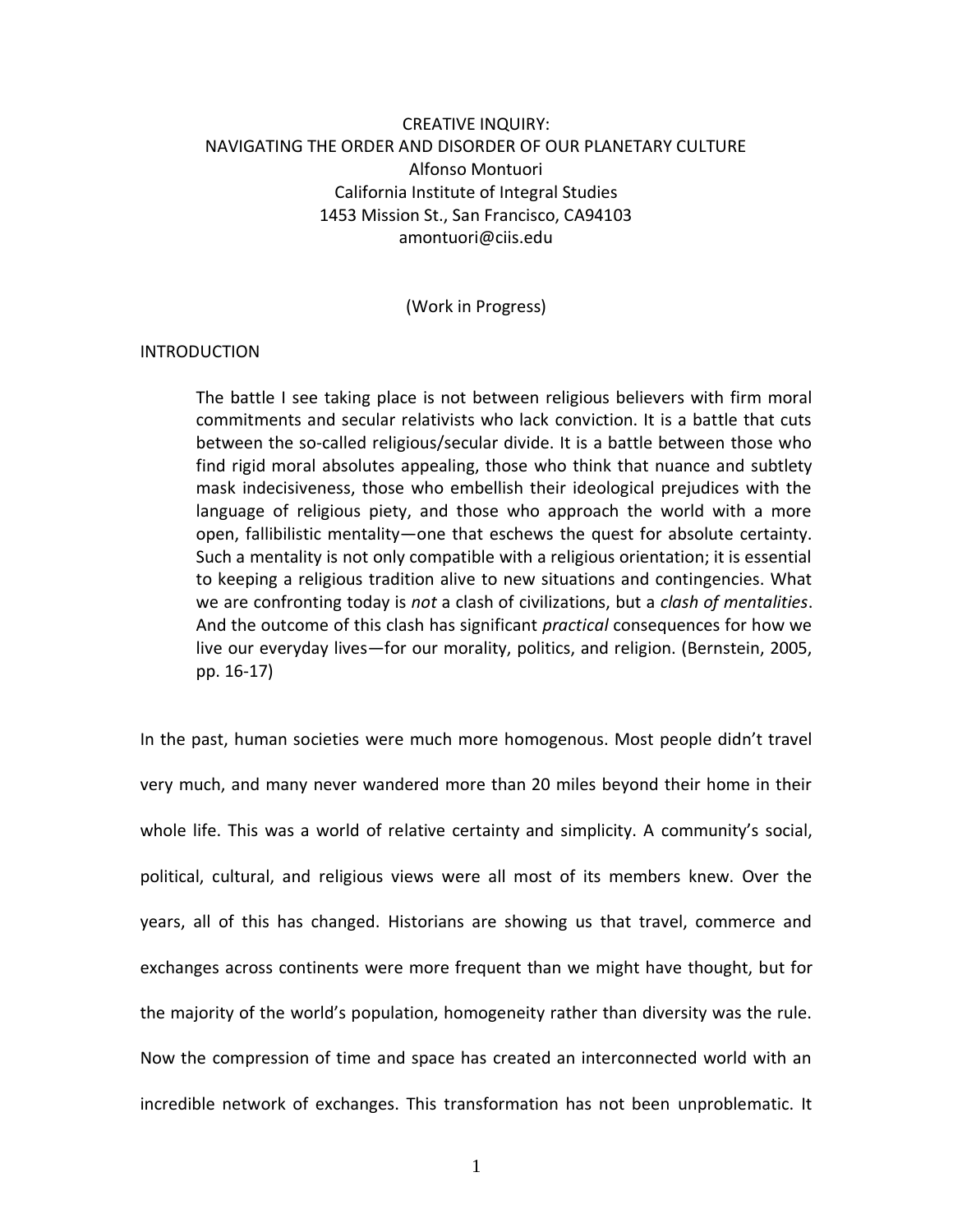# CREATIVE INQUIRY: NAVIGATING THE ORDER AND DISORDER OF OUR PLANETARY CULTURE

Alfonso Montuori
California Institute of Integral Studies
1453 Mission St., San Francisco, CA94103
amontuori@ciis.edu

(Work in Progress)

## INTRODUCTION

> The battle I see taking place is not between religious believers with firm moral commitments and secular relativists who lack conviction. It is a battle that cuts between the so-called religious/secular divide. It is a battle between those who find rigid moral absolutes appealing, those who think that nuance and subtlety mask indecisiveness, those who embellish their ideological prejudices with the language of religious piety, and those who approach the world with a more open, fallibilistic mentality—one that eschews the quest for absolute certainty. Such a mentality is not only compatible with a religious orientation; it is essential to keeping a religious tradition alive to new situations and contingencies. What we are confronting today is *not* a clash of civilizations, but a *clash of mentalities*. And the outcome of this clash has significant *practical* consequences for how we live our everyday lives—for our morality, politics, and religion. (Bernstein, 2005, pp. 16-17)

In the past, human societies were much more homogenous. Most people didn't travel very much, and many never wandered more than 20 miles beyond their home in their whole life. This was a world of relative certainty and simplicity. A community's social, political, cultural, and religious views were all most of its members knew. Over the years, all of this has changed. Historians are showing us that travel, commerce and exchanges across continents were more frequent than we might have thought, but for the majority of the world's population, homogeneity rather than diversity was the rule. Now the compression of time and space has created an interconnected world with an incredible network of exchanges. This transformation has not been unproblematic. It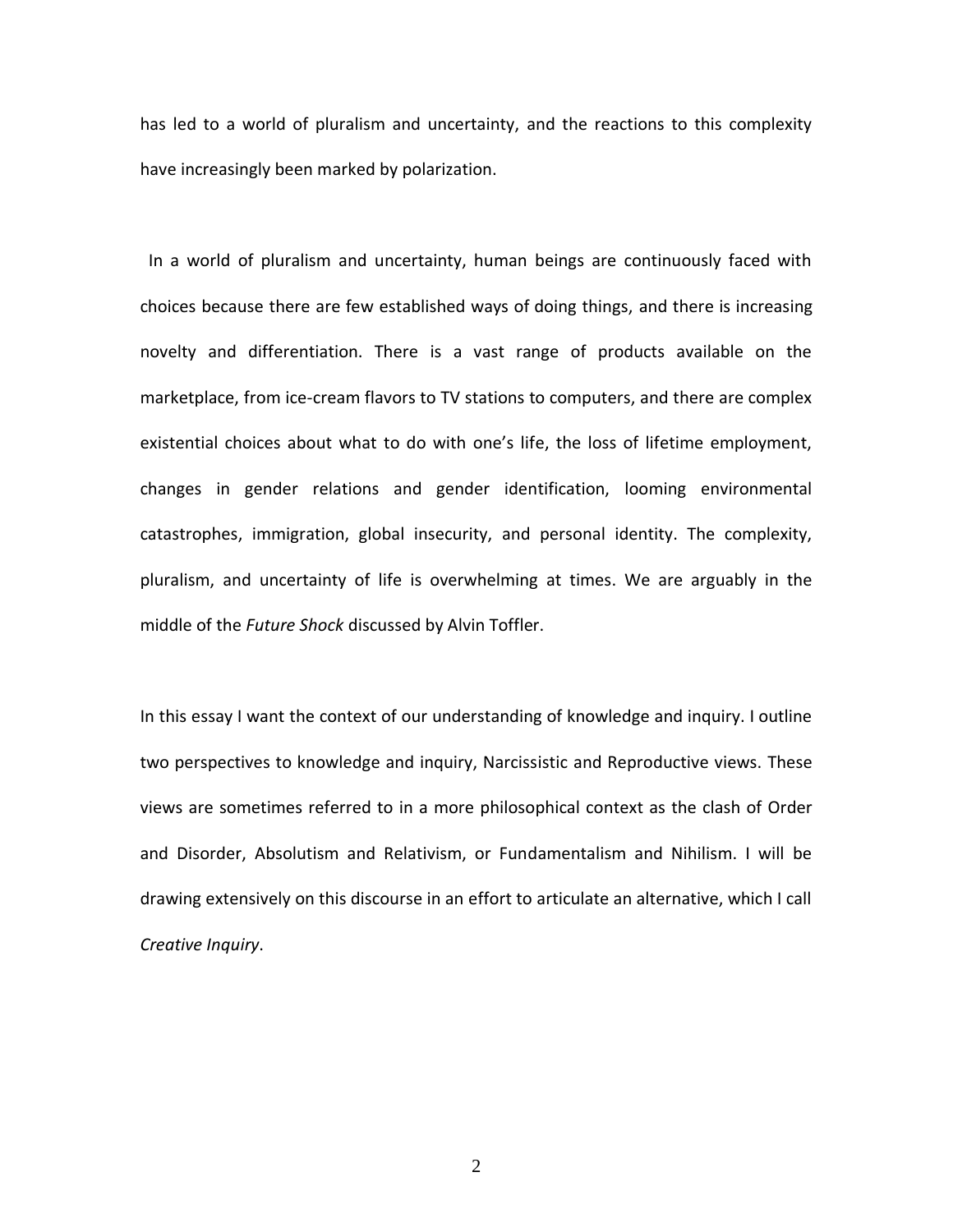has led to a world of pluralism and uncertainty, and the reactions to this complexity have increasingly been marked by polarization.

In a world of pluralism and uncertainty, human beings are continuously faced with choices because there are few established ways of doing things, and there is increasing novelty and differentiation. There is a vast range of products available on the marketplace, from ice-cream flavors to TV stations to computers, and there are complex existential choices about what to do with one's life, the loss of lifetime employment, changes in gender relations and gender identification, looming environmental catastrophes, immigration, global insecurity, and personal identity. The complexity, pluralism, and uncertainty of life is overwhelming at times. We are arguably in the middle of the *Future Shock* discussed by Alvin Toffler.

In this essay I want the context of our understanding of knowledge and inquiry. I outline two perspectives to knowledge and inquiry, Narcissistic and Reproductive views. These views are sometimes referred to in a more philosophical context as the clash of Order and Disorder, Absolutism and Relativism, or Fundamentalism and Nihilism. I will be drawing extensively on this discourse in an effort to articulate an alternative, which I call *Creative Inquiry*.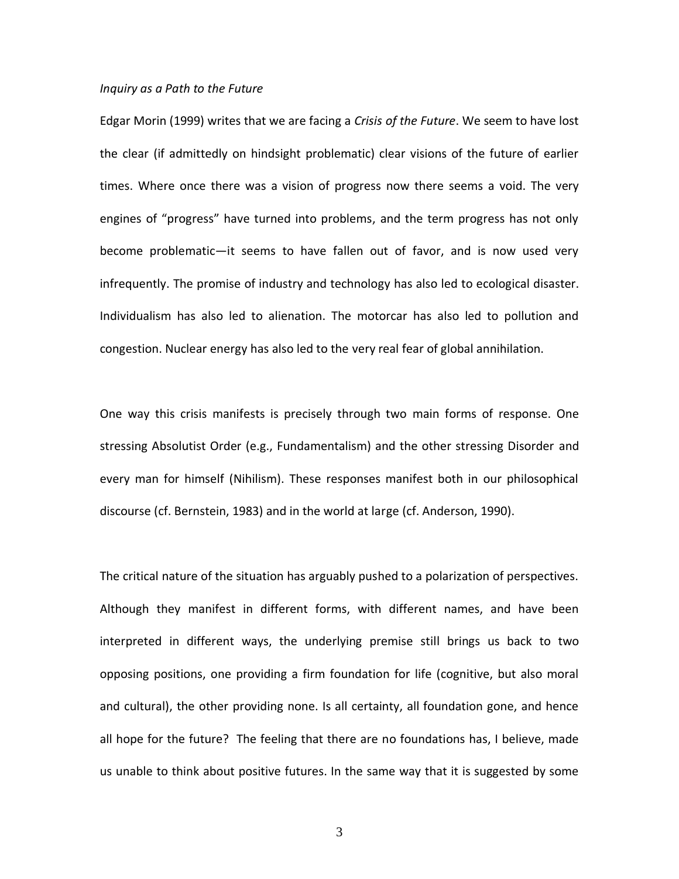*Inquiry as a Path to the Future*

Edgar Morin (1999) writes that we are facing a *Crisis of the Future*. We seem to have lost the clear (if admittedly on hindsight problematic) clear visions of the future of earlier times. Where once there was a vision of progress now there seems a void. The very engines of "progress" have turned into problems, and the term progress has not only become problematic—it seems to have fallen out of favor, and is now used very infrequently. The promise of industry and technology has also led to ecological disaster. Individualism has also led to alienation. The motorcar has also led to pollution and congestion. Nuclear energy has also led to the very real fear of global annihilation.

One way this crisis manifests is precisely through two main forms of response. One stressing Absolutist Order (e.g., Fundamentalism) and the other stressing Disorder and every man for himself (Nihilism). These responses manifest both in our philosophical discourse (cf. Bernstein, 1983) and in the world at large (cf. Anderson, 1990).

The critical nature of the situation has arguably pushed to a polarization of perspectives. Although they manifest in different forms, with different names, and have been interpreted in different ways, the underlying premise still brings us back to two opposing positions, one providing a firm foundation for life (cognitive, but also moral and cultural), the other providing none. Is all certainty, all foundation gone, and hence all hope for the future? The feeling that there are no foundations has, I believe, made us unable to think about positive futures. In the same way that it is suggested by some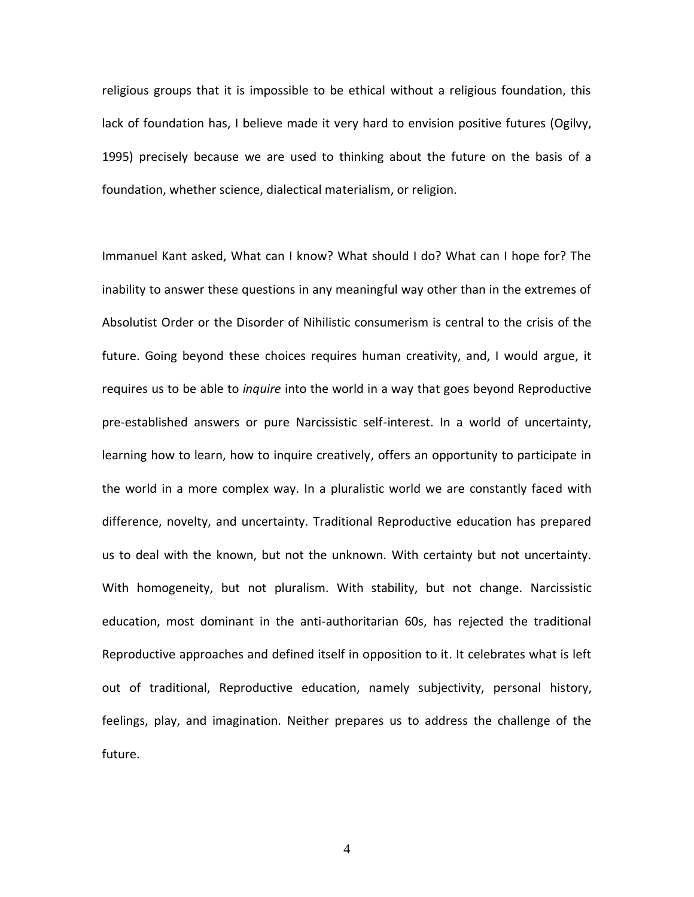religious groups that it is impossible to be ethical without a religious foundation, this lack of foundation has, I believe made it very hard to envision positive futures (Ogilvy, 1995) precisely because we are used to thinking about the future on the basis of a foundation, whether science, dialectical materialism, or religion.

Immanuel Kant asked, What can I know? What should I do? What can I hope for? The inability to answer these questions in any meaningful way other than in the extremes of Absolutist Order or the Disorder of Nihilistic consumerism is central to the crisis of the future. Going beyond these choices requires human creativity, and, I would argue, it requires us to be able to *inquire* into the world in a way that goes beyond Reproductive pre-established answers or pure Narcissistic self-interest. In a world of uncertainty, learning how to learn, how to inquire creatively, offers an opportunity to participate in the world in a more complex way. In a pluralistic world we are constantly faced with difference, novelty, and uncertainty. Traditional Reproductive education has prepared us to deal with the known, but not the unknown. With certainty but not uncertainty. With homogeneity, but not pluralism. With stability, but not change. Narcissistic education, most dominant in the anti-authoritarian 60s, has rejected the traditional Reproductive approaches and defined itself in opposition to it. It celebrates what is left out of traditional, Reproductive education, namely subjectivity, personal history, feelings, play, and imagination. Neither prepares us to address the challenge of the future.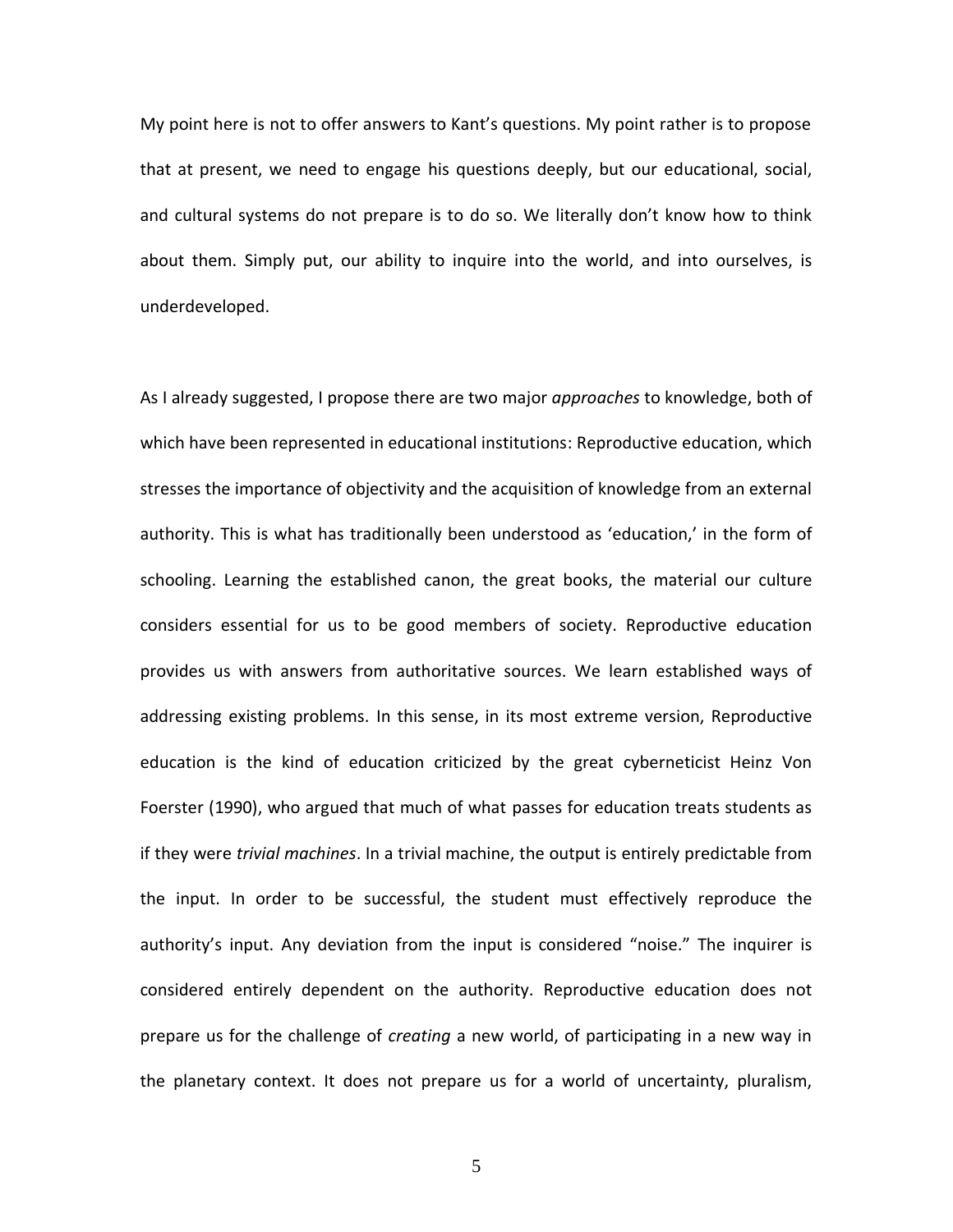My point here is not to offer answers to Kant's questions. My point rather is to propose that at present, we need to engage his questions deeply, but our educational, social, and cultural systems do not prepare is to do so. We literally don't know how to think about them. Simply put, our ability to inquire into the world, and into ourselves, is underdeveloped.

As I already suggested, I propose there are two major *approaches* to knowledge, both of which have been represented in educational institutions: Reproductive education, which stresses the importance of objectivity and the acquisition of knowledge from an external authority. This is what has traditionally been understood as 'education,' in the form of schooling. Learning the established canon, the great books, the material our culture considers essential for us to be good members of society. Reproductive education provides us with answers from authoritative sources. We learn established ways of addressing existing problems. In this sense, in its most extreme version, Reproductive education is the kind of education criticized by the great cyberneticist Heinz Von Foerster (1990), who argued that much of what passes for education treats students as if they were *trivial machines*. In a trivial machine, the output is entirely predictable from the input. In order to be successful, the student must effectively reproduce the authority's input. Any deviation from the input is considered "noise." The inquirer is considered entirely dependent on the authority. Reproductive education does not prepare us for the challenge of *creating* a new world, of participating in a new way in the planetary context. It does not prepare us for a world of uncertainty, pluralism,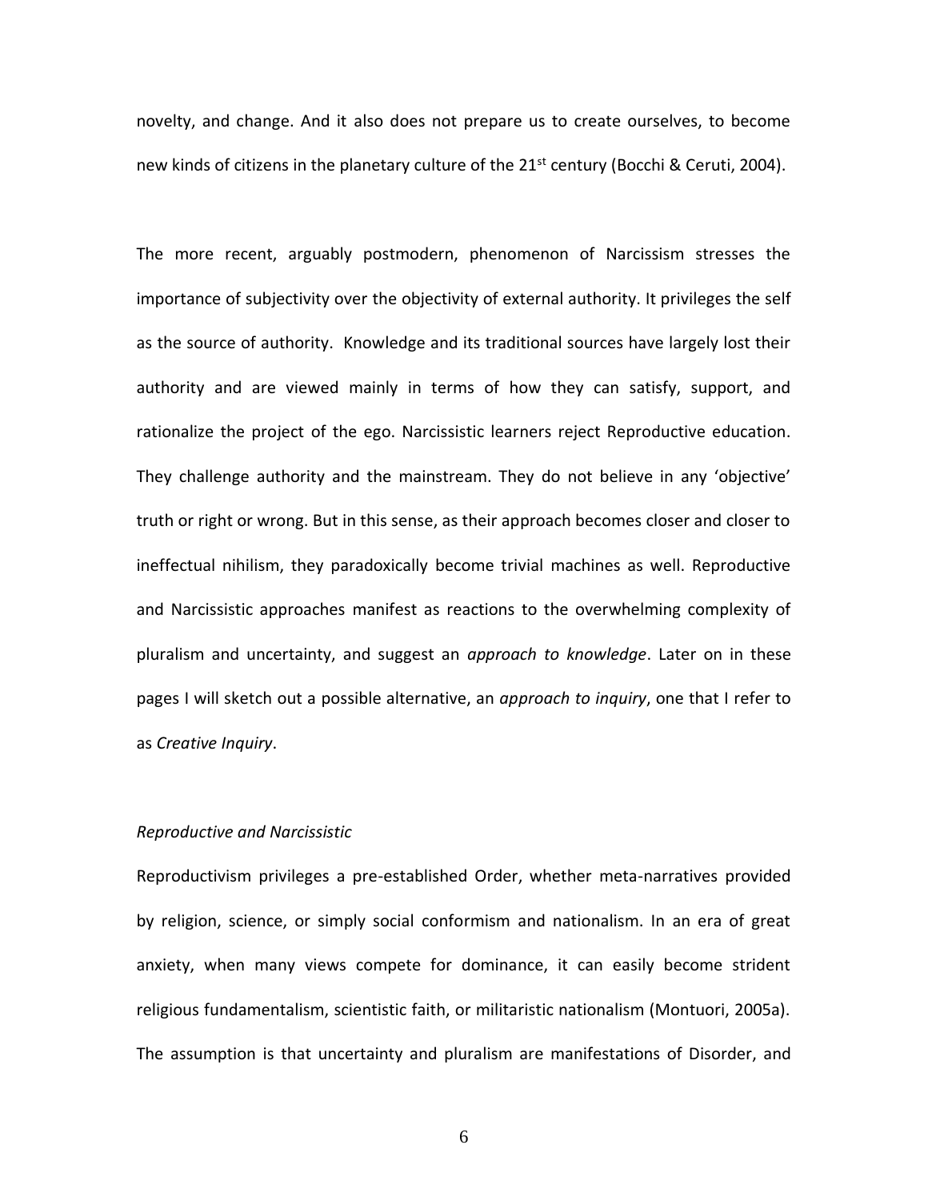novelty, and change. And it also does not prepare us to create ourselves, to become new kinds of citizens in the planetary culture of the 21st century (Bocchi & Ceruti, 2004).

The more recent, arguably postmodern, phenomenon of Narcissism stresses the importance of subjectivity over the objectivity of external authority. It privileges the self as the source of authority. Knowledge and its traditional sources have largely lost their authority and are viewed mainly in terms of how they can satisfy, support, and rationalize the project of the ego. Narcissistic learners reject Reproductive education. They challenge authority and the mainstream. They do not believe in any 'objective' truth or right or wrong. But in this sense, as their approach becomes closer and closer to ineffectual nihilism, they paradoxically become trivial machines as well. Reproductive and Narcissistic approaches manifest as reactions to the overwhelming complexity of pluralism and uncertainty, and suggest an *approach to knowledge*. Later on in these pages I will sketch out a possible alternative, an *approach to inquiry*, one that I refer to as *Creative Inquiry*.

### *Reproductive and Narcissistic*

Reproductivism privileges a pre-established Order, whether meta-narratives provided by religion, science, or simply social conformism and nationalism. In an era of great anxiety, when many views compete for dominance, it can easily become strident religious fundamentalism, scientistic faith, or militaristic nationalism (Montuori, 2005a). The assumption is that uncertainty and pluralism are manifestations of Disorder, and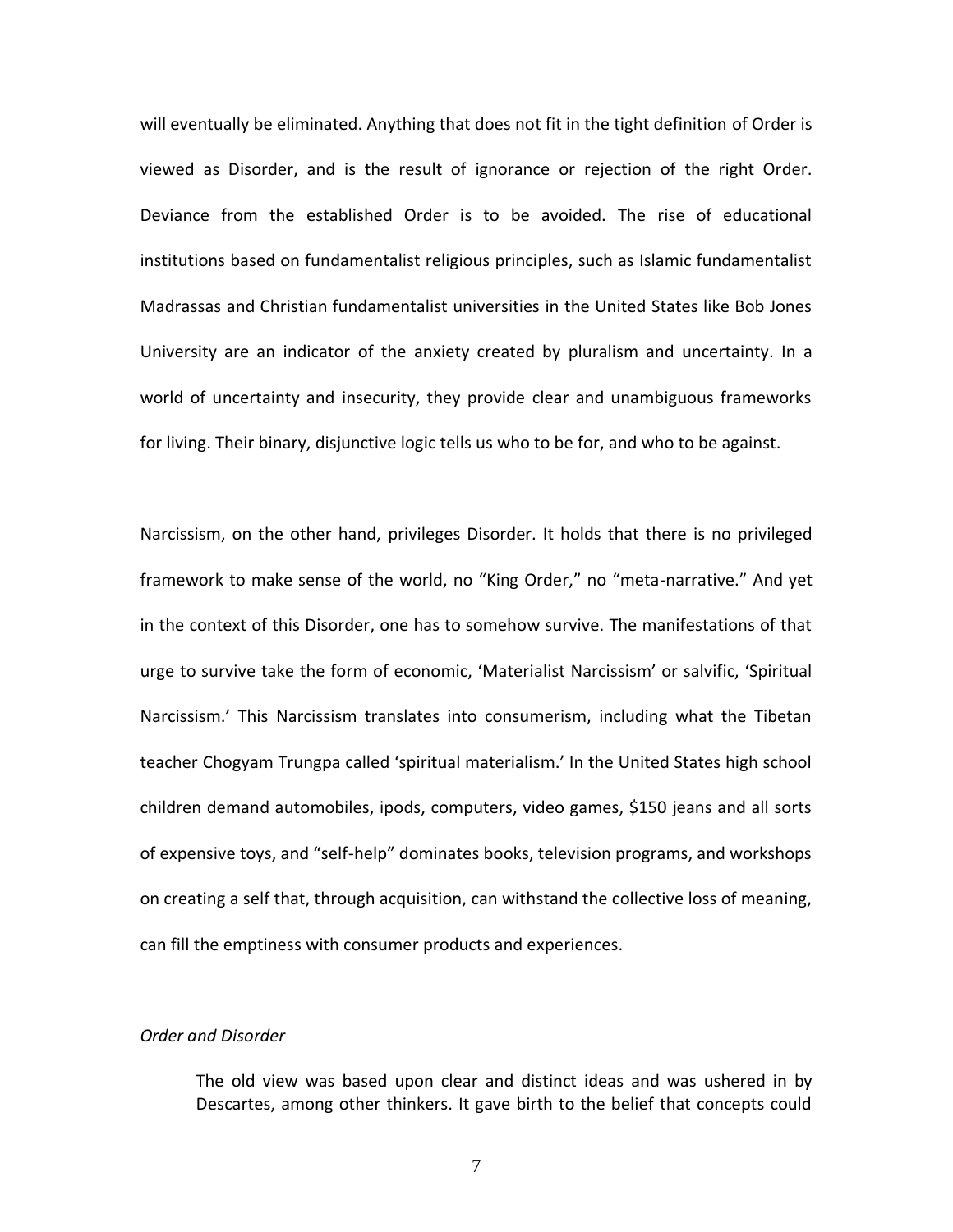will eventually be eliminated. Anything that does not fit in the tight definition of Order is viewed as Disorder, and is the result of ignorance or rejection of the right Order. Deviance from the established Order is to be avoided. The rise of educational institutions based on fundamentalist religious principles, such as Islamic fundamentalist Madrassas and Christian fundamentalist universities in the United States like Bob Jones University are an indicator of the anxiety created by pluralism and uncertainty. In a world of uncertainty and insecurity, they provide clear and unambiguous frameworks for living. Their binary, disjunctive logic tells us who to be for, and who to be against.

Narcissism, on the other hand, privileges Disorder. It holds that there is no privileged framework to make sense of the world, no "King Order," no "meta-narrative." And yet in the context of this Disorder, one has to somehow survive. The manifestations of that urge to survive take the form of economic, 'Materialist Narcissism' or salvific, 'Spiritual Narcissism.' This Narcissism translates into consumerism, including what the Tibetan teacher Chogyam Trungpa called 'spiritual materialism.' In the United States high school children demand automobiles, ipods, computers, video games, $150 jeans and all sorts of expensive toys, and "self-help" dominates books, television programs, and workshops on creating a self that, through acquisition, can withstand the collective loss of meaning, can fill the emptiness with consumer products and experiences.

*Order and Disorder*

> The old view was based upon clear and distinct ideas and was ushered in by Descartes, among other thinkers. It gave birth to the belief that concepts could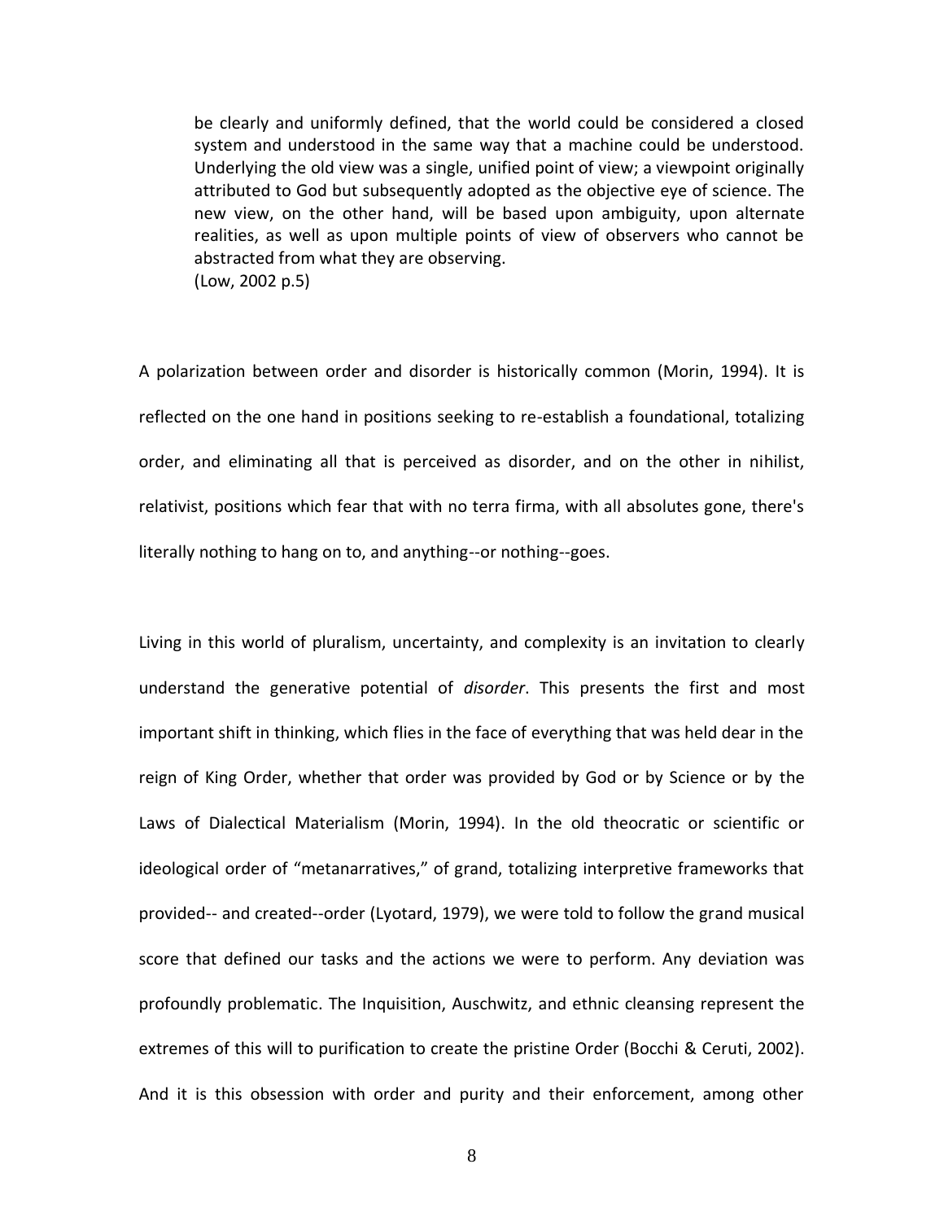> be clearly and uniformly defined, that the world could be considered a closed system and understood in the same way that a machine could be understood. Underlying the old view was a single, unified point of view; a viewpoint originally attributed to God but subsequently adopted as the objective eye of science. The new view, on the other hand, will be based upon ambiguity, upon alternate realities, as well as upon multiple points of view of observers who cannot be abstracted from what they are observing.
> (Low, 2002 p.5)

A polarization between order and disorder is historically common (Morin, 1994). It is reflected on the one hand in positions seeking to re-establish a foundational, totalizing order, and eliminating all that is perceived as disorder, and on the other in nihilist, relativist, positions which fear that with no terra firma, with all absolutes gone, there's literally nothing to hang on to, and anything--or nothing--goes.

Living in this world of pluralism, uncertainty, and complexity is an invitation to clearly understand the generative potential of *disorder*. This presents the first and most important shift in thinking, which flies in the face of everything that was held dear in the reign of King Order, whether that order was provided by God or by Science or by the Laws of Dialectical Materialism (Morin, 1994). In the old theocratic or scientific or ideological order of "metanarratives," of grand, totalizing interpretive frameworks that provided-- and created--order (Lyotard, 1979), we were told to follow the grand musical score that defined our tasks and the actions we were to perform. Any deviation was profoundly problematic. The Inquisition, Auschwitz, and ethnic cleansing represent the extremes of this will to purification to create the pristine Order (Bocchi & Ceruti, 2002). And it is this obsession with order and purity and their enforcement, among other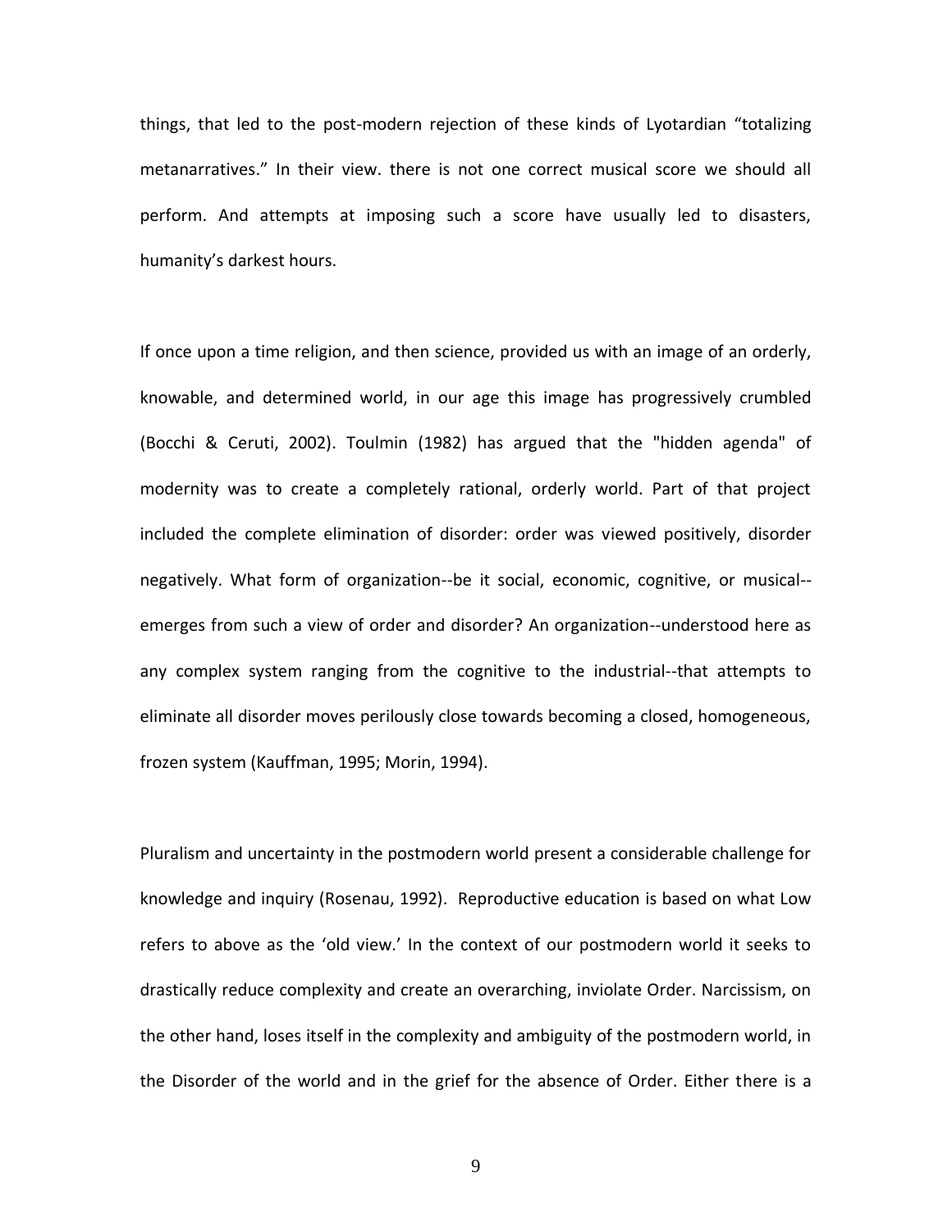things, that led to the post-modern rejection of these kinds of Lyotardian "totalizing metanarratives." In their view. there is not one correct musical score we should all perform. And attempts at imposing such a score have usually led to disasters, humanity's darkest hours.

If once upon a time religion, and then science, provided us with an image of an orderly, knowable, and determined world, in our age this image has progressively crumbled (Bocchi & Ceruti, 2002). Toulmin (1982) has argued that the "hidden agenda" of modernity was to create a completely rational, orderly world. Part of that project included the complete elimination of disorder: order was viewed positively, disorder negatively. What form of organization--be it social, economic, cognitive, or musical--emerges from such a view of order and disorder? An organization--understood here as any complex system ranging from the cognitive to the industrial--that attempts to eliminate all disorder moves perilously close towards becoming a closed, homogeneous, frozen system (Kauffman, 1995; Morin, 1994).

Pluralism and uncertainty in the postmodern world present a considerable challenge for knowledge and inquiry (Rosenau, 1992). Reproductive education is based on what Low refers to above as the 'old view.' In the context of our postmodern world it seeks to drastically reduce complexity and create an overarching, inviolate Order. Narcissism, on the other hand, loses itself in the complexity and ambiguity of the postmodern world, in the Disorder of the world and in the grief for the absence of Order. Either there is a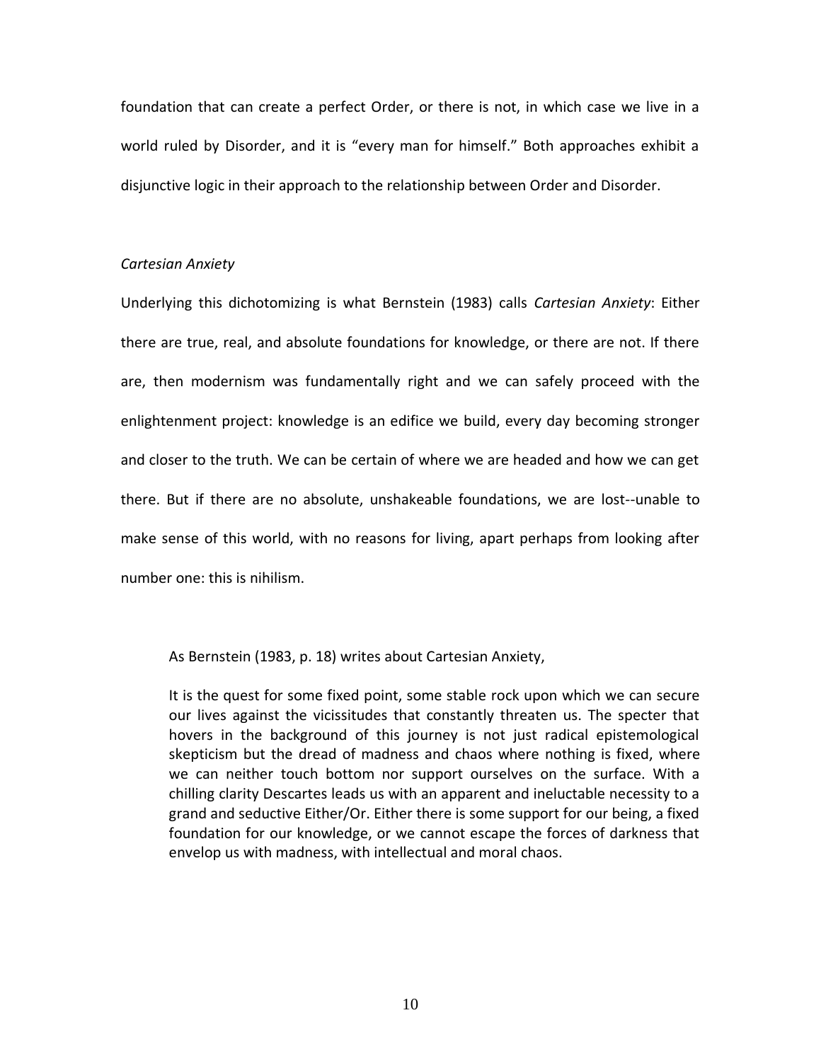foundation that can create a perfect Order, or there is not, in which case we live in a world ruled by Disorder, and it is "every man for himself." Both approaches exhibit a disjunctive logic in their approach to the relationship between Order and Disorder.

### *Cartesian Anxiety*

Underlying this dichotomizing is what Bernstein (1983) calls *Cartesian Anxiety*: Either there are true, real, and absolute foundations for knowledge, or there are not. If there are, then modernism was fundamentally right and we can safely proceed with the enlightenment project: knowledge is an edifice we build, every day becoming stronger and closer to the truth. We can be certain of where we are headed and how we can get there. But if there are no absolute, unshakeable foundations, we are lost--unable to make sense of this world, with no reasons for living, apart perhaps from looking after number one: this is nihilism.

As Bernstein (1983, p. 18) writes about Cartesian Anxiety,

> It is the quest for some fixed point, some stable rock upon which we can secure our lives against the vicissitudes that constantly threaten us. The specter that hovers in the background of this journey is not just radical epistemological skepticism but the dread of madness and chaos where nothing is fixed, where we can neither touch bottom nor support ourselves on the surface. With a chilling clarity Descartes leads us with an apparent and ineluctable necessity to a grand and seductive Either/Or. Either there is some support for our being, a fixed foundation for our knowledge, or we cannot escape the forces of darkness that envelop us with madness, with intellectual and moral chaos.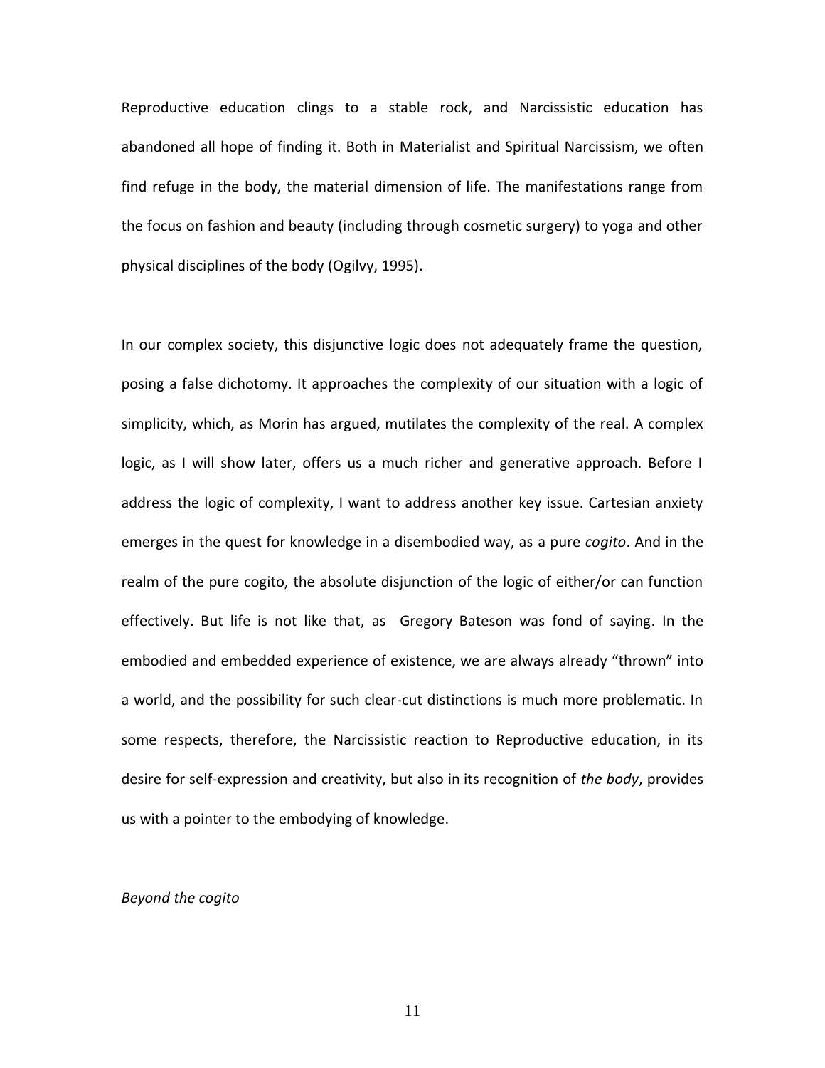Reproductive education clings to a stable rock, and Narcissistic education has abandoned all hope of finding it. Both in Materialist and Spiritual Narcissism, we often find refuge in the body, the material dimension of life. The manifestations range from the focus on fashion and beauty (including through cosmetic surgery) to yoga and other physical disciplines of the body (Ogilvy, 1995).

In our complex society, this disjunctive logic does not adequately frame the question, posing a false dichotomy. It approaches the complexity of our situation with a logic of simplicity, which, as Morin has argued, mutilates the complexity of the real. A complex logic, as I will show later, offers us a much richer and generative approach. Before I address the logic of complexity, I want to address another key issue. Cartesian anxiety emerges in the quest for knowledge in a disembodied way, as a pure *cogito*. And in the realm of the pure cogito, the absolute disjunction of the logic of either/or can function effectively. But life is not like that, as Gregory Bateson was fond of saying. In the embodied and embedded experience of existence, we are always already "thrown" into a world, and the possibility for such clear-cut distinctions is much more problematic. In some respects, therefore, the Narcissistic reaction to Reproductive education, in its desire for self-expression and creativity, but also in its recognition of *the body*, provides us with a pointer to the embodying of knowledge.

*Beyond the cogito*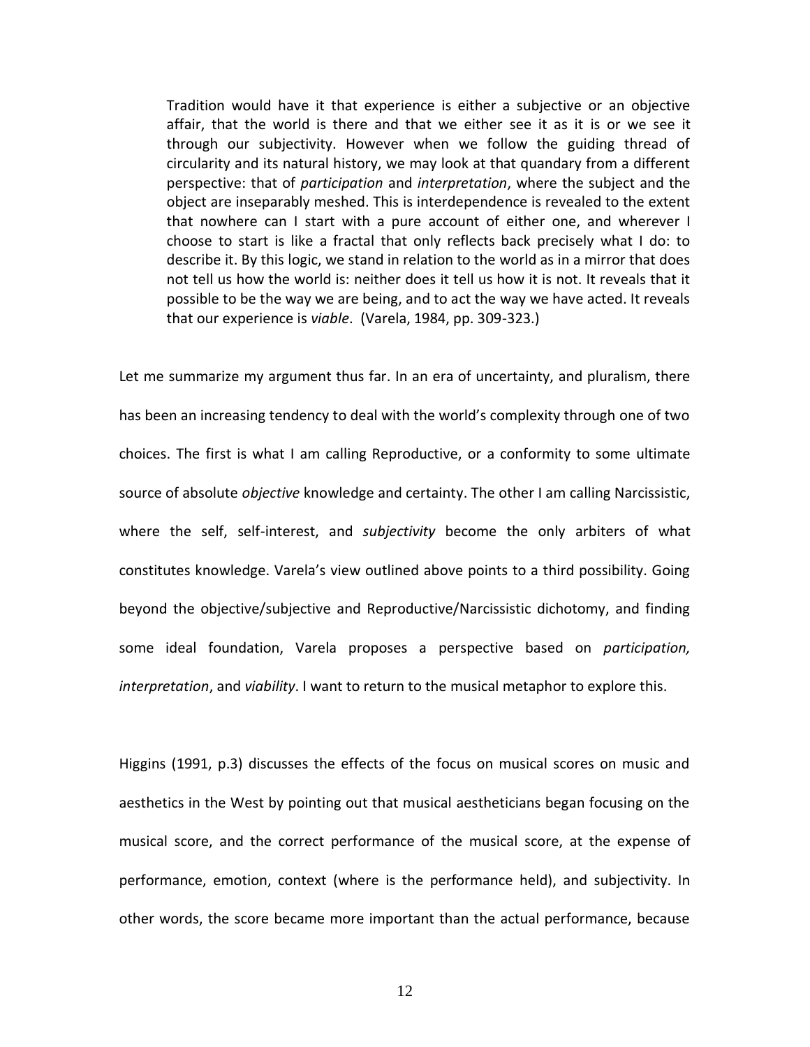> Tradition would have it that experience is either a subjective or an objective affair, that the world is there and that we either see it as it is or we see it through our subjectivity. However when we follow the guiding thread of circularity and its natural history, we may look at that quandary from a different perspective: that of *participation* and *interpretation*, where the subject and the object are inseparably meshed. This is interdependence is revealed to the extent that nowhere can I start with a pure account of either one, and wherever I choose to start is like a fractal that only reflects back precisely what I do: to describe it. By this logic, we stand in relation to the world as in a mirror that does not tell us how the world is: neither does it tell us how it is not. It reveals that it possible to be the way we are being, and to act the way we have acted. It reveals that our experience is *viable*. (Varela, 1984, pp. 309-323.)

Let me summarize my argument thus far. In an era of uncertainty, and pluralism, there has been an increasing tendency to deal with the world's complexity through one of two choices. The first is what I am calling Reproductive, or a conformity to some ultimate source of absolute *objective* knowledge and certainty. The other I am calling Narcissistic, where the self, self-interest, and *subjectivity* become the only arbiters of what constitutes knowledge. Varela's view outlined above points to a third possibility. Going beyond the objective/subjective and Reproductive/Narcissistic dichotomy, and finding some ideal foundation, Varela proposes a perspective based on *participation, interpretation*, and *viability*. I want to return to the musical metaphor to explore this.

Higgins (1991, p.3) discusses the effects of the focus on musical scores on music and aesthetics in the West by pointing out that musical aestheticians began focusing on the musical score, and the correct performance of the musical score, at the expense of performance, emotion, context (where is the performance held), and subjectivity. In other words, the score became more important than the actual performance, because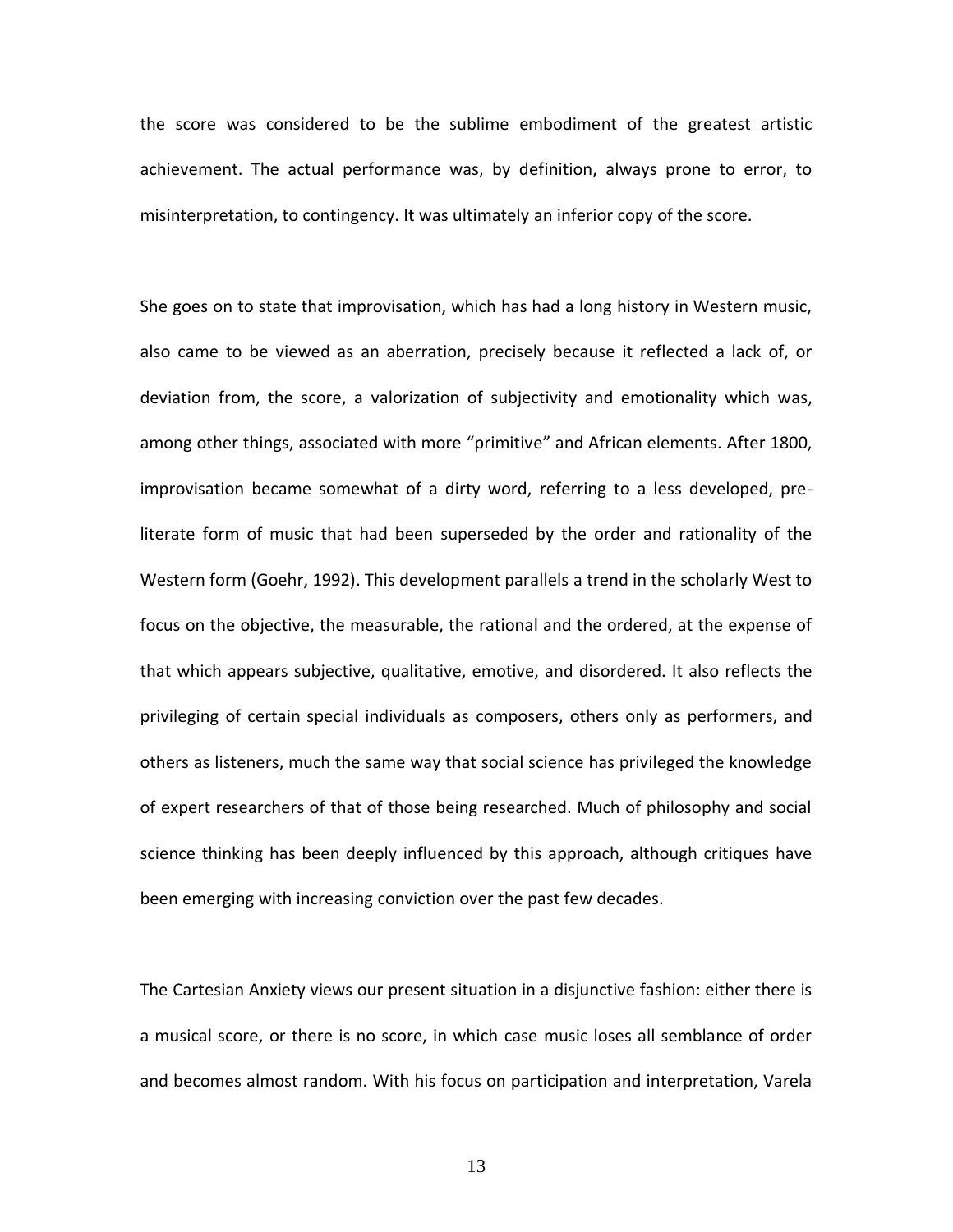the score was considered to be the sublime embodiment of the greatest artistic achievement. The actual performance was, by definition, always prone to error, to misinterpretation, to contingency. It was ultimately an inferior copy of the score.

She goes on to state that improvisation, which has had a long history in Western music, also came to be viewed as an aberration, precisely because it reflected a lack of, or deviation from, the score, a valorization of subjectivity and emotionality which was, among other things, associated with more "primitive" and African elements. After 1800, improvisation became somewhat of a dirty word, referring to a less developed, pre-literate form of music that had been superseded by the order and rationality of the Western form (Goehr, 1992). This development parallels a trend in the scholarly West to focus on the objective, the measurable, the rational and the ordered, at the expense of that which appears subjective, qualitative, emotive, and disordered. It also reflects the privileging of certain special individuals as composers, others only as performers, and others as listeners, much the same way that social science has privileged the knowledge of expert researchers of that of those being researched. Much of philosophy and social science thinking has been deeply influenced by this approach, although critiques have been emerging with increasing conviction over the past few decades.

The Cartesian Anxiety views our present situation in a disjunctive fashion: either there is a musical score, or there is no score, in which case music loses all semblance of order and becomes almost random. With his focus on participation and interpretation, Varela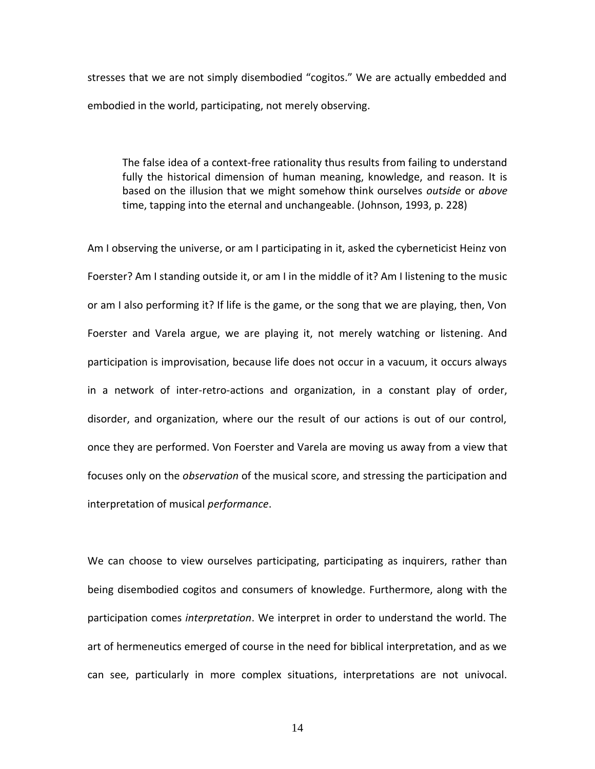stresses that we are not simply disembodied "cogitos." We are actually embedded and embodied in the world, participating, not merely observing.

> The false idea of a context-free rationality thus results from failing to understand fully the historical dimension of human meaning, knowledge, and reason. It is based on the illusion that we might somehow think ourselves *outside* or *above* time, tapping into the eternal and unchangeable. (Johnson, 1993, p. 228)

Am I observing the universe, or am I participating in it, asked the cyberneticist Heinz von Foerster? Am I standing outside it, or am I in the middle of it? Am I listening to the music or am I also performing it? If life is the game, or the song that we are playing, then, Von Foerster and Varela argue, we are playing it, not merely watching or listening. And participation is improvisation, because life does not occur in a vacuum, it occurs always in a network of inter-retro-actions and organization, in a constant play of order, disorder, and organization, where our the result of our actions is out of our control, once they are performed. Von Foerster and Varela are moving us away from a view that focuses only on the *observation* of the musical score, and stressing the participation and interpretation of musical *performance*.

We can choose to view ourselves participating, participating as inquirers, rather than being disembodied cogitos and consumers of knowledge. Furthermore, along with the participation comes *interpretation*. We interpret in order to understand the world. The art of hermeneutics emerged of course in the need for biblical interpretation, and as we can see, particularly in more complex situations, interpretations are not univocal.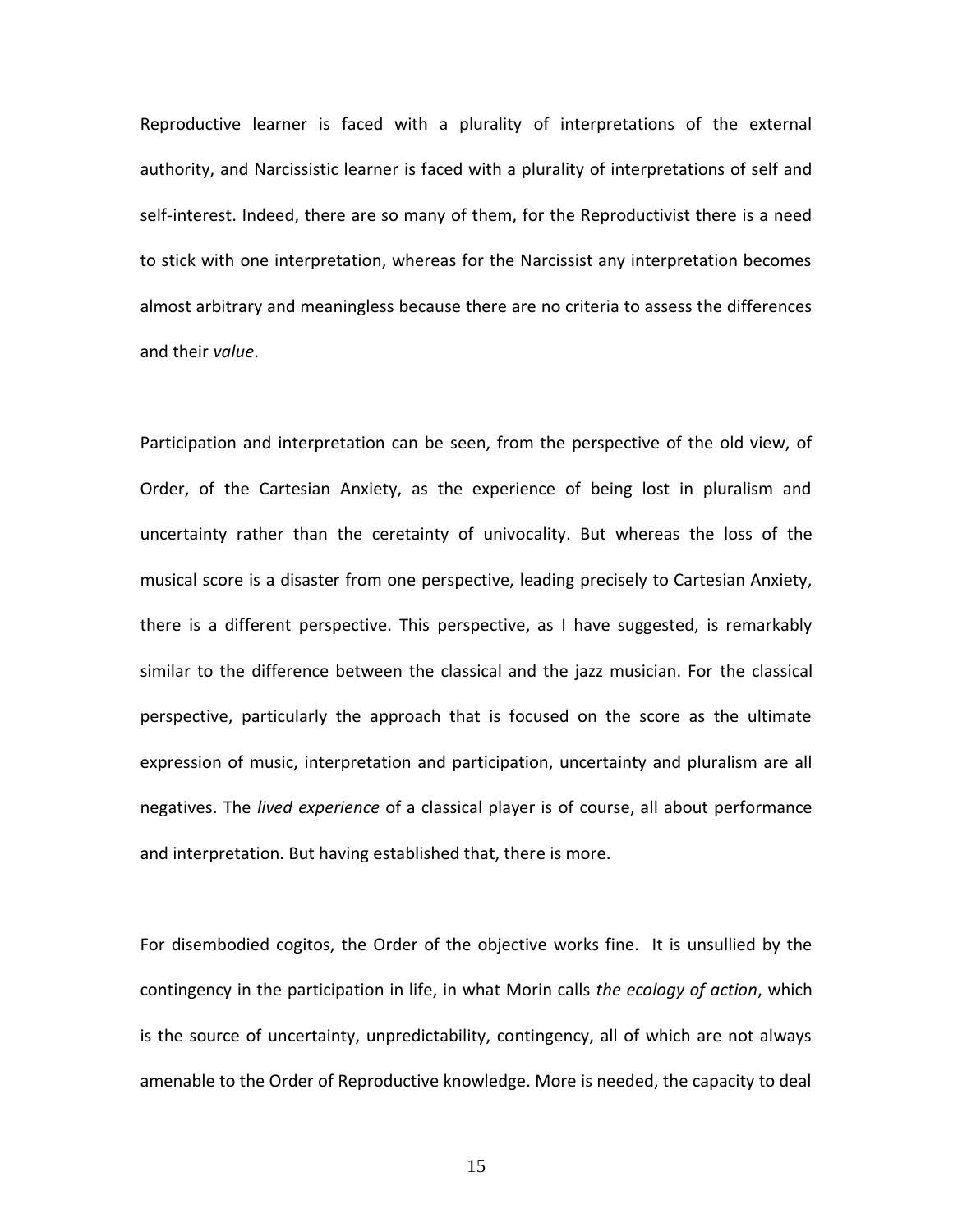Reproductive learner is faced with a plurality of interpretations of the external authority, and Narcissistic learner is faced with a plurality of interpretations of self and self-interest. Indeed, there are so many of them, for the Reproductivist there is a need to stick with one interpretation, whereas for the Narcissist any interpretation becomes almost arbitrary and meaningless because there are no criteria to assess the differences and their *value*.

Participation and interpretation can be seen, from the perspective of the old view, of Order, of the Cartesian Anxiety, as the experience of being lost in pluralism and uncertainty rather than the ceretainty of univocality. But whereas the loss of the musical score is a disaster from one perspective, leading precisely to Cartesian Anxiety, there is a different perspective. This perspective, as I have suggested, is remarkably similar to the difference between the classical and the jazz musician. For the classical perspective, particularly the approach that is focused on the score as the ultimate expression of music, interpretation and participation, uncertainty and pluralism are all negatives. The *lived experience* of a classical player is of course, all about performance and interpretation. But having established that, there is more.

For disembodied cogitos, the Order of the objective works fine. It is unsullied by the contingency in the participation in life, in what Morin calls *the ecology of action*, which is the source of uncertainty, unpredictability, contingency, all of which are not always amenable to the Order of Reproductive knowledge. More is needed, the capacity to deal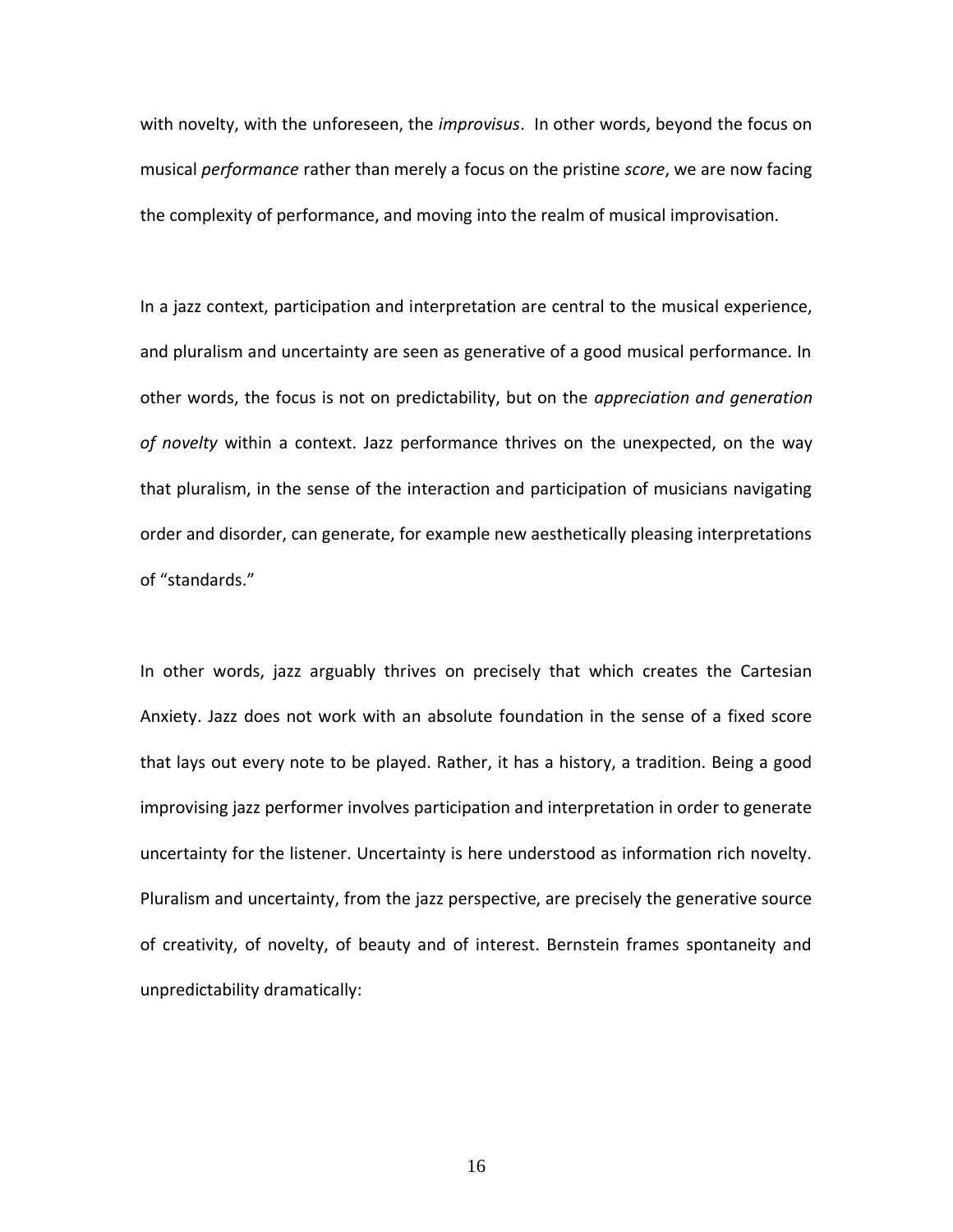with novelty, with the unforeseen, the *improvisus*. In other words, beyond the focus on musical *performance* rather than merely a focus on the pristine *score*, we are now facing the complexity of performance, and moving into the realm of musical improvisation.

In a jazz context, participation and interpretation are central to the musical experience, and pluralism and uncertainty are seen as generative of a good musical performance. In other words, the focus is not on predictability, but on the *appreciation and generation of novelty* within a context. Jazz performance thrives on the unexpected, on the way that pluralism, in the sense of the interaction and participation of musicians navigating order and disorder, can generate, for example new aesthetically pleasing interpretations of "standards."

In other words, jazz arguably thrives on precisely that which creates the Cartesian Anxiety. Jazz does not work with an absolute foundation in the sense of a fixed score that lays out every note to be played. Rather, it has a history, a tradition. Being a good improvising jazz performer involves participation and interpretation in order to generate uncertainty for the listener. Uncertainty is here understood as information rich novelty. Pluralism and uncertainty, from the jazz perspective, are precisely the generative source of creativity, of novelty, of beauty and of interest. Bernstein frames spontaneity and unpredictability dramatically: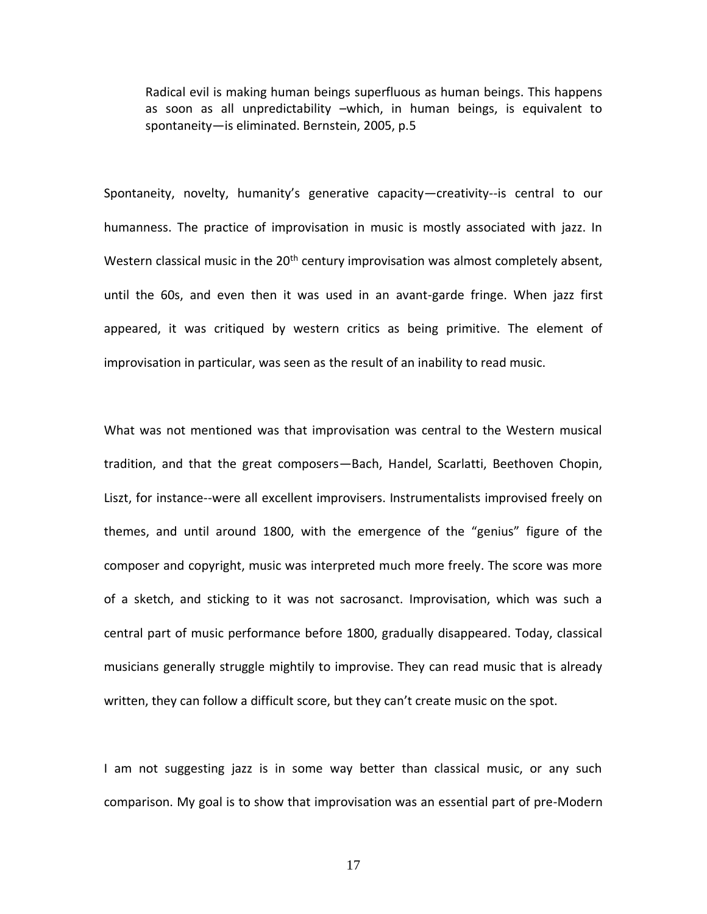> Radical evil is making human beings superfluous as human beings. This happens as soon as all unpredictability –which, in human beings, is equivalent to spontaneity—is eliminated. Bernstein, 2005, p.5

Spontaneity, novelty, humanity's generative capacity—creativity--is central to our humanness. The practice of improvisation in music is mostly associated with jazz. In Western classical music in the 20th century improvisation was almost completely absent, until the 60s, and even then it was used in an avant-garde fringe. When jazz first appeared, it was critiqued by western critics as being primitive. The element of improvisation in particular, was seen as the result of an inability to read music.

What was not mentioned was that improvisation was central to the Western musical tradition, and that the great composers—Bach, Handel, Scarlatti, Beethoven Chopin, Liszt, for instance--were all excellent improvisers. Instrumentalists improvised freely on themes, and until around 1800, with the emergence of the "genius" figure of the composer and copyright, music was interpreted much more freely. The score was more of a sketch, and sticking to it was not sacrosanct. Improvisation, which was such a central part of music performance before 1800, gradually disappeared. Today, classical musicians generally struggle mightily to improvise. They can read music that is already written, they can follow a difficult score, but they can't create music on the spot.

I am not suggesting jazz is in some way better than classical music, or any such comparison. My goal is to show that improvisation was an essential part of pre-Modern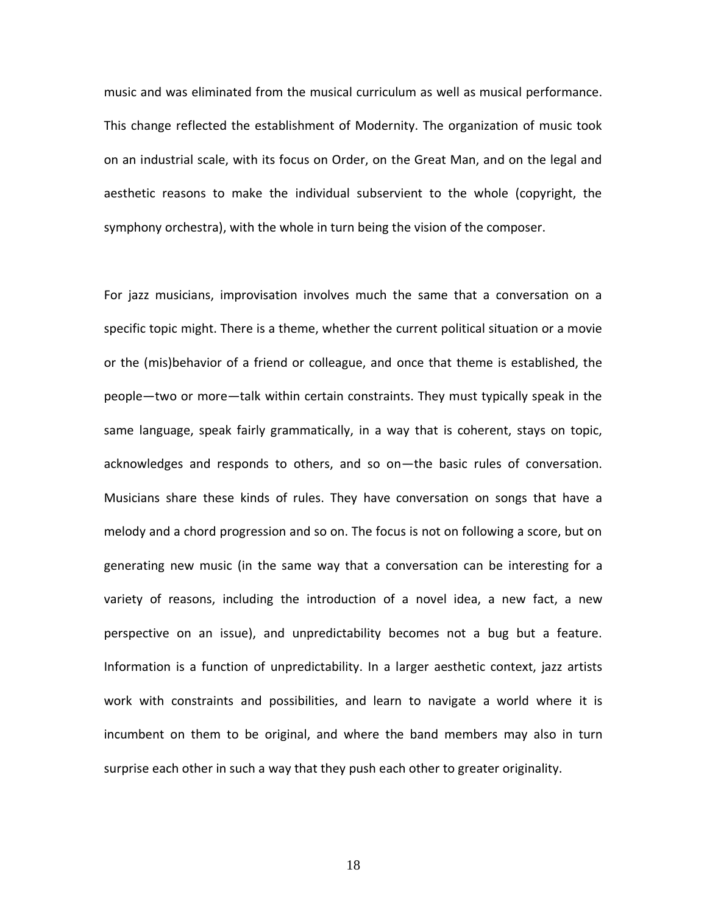music and was eliminated from the musical curriculum as well as musical performance. This change reflected the establishment of Modernity. The organization of music took on an industrial scale, with its focus on Order, on the Great Man, and on the legal and aesthetic reasons to make the individual subservient to the whole (copyright, the symphony orchestra), with the whole in turn being the vision of the composer.

For jazz musicians, improvisation involves much the same that a conversation on a specific topic might. There is a theme, whether the current political situation or a movie or the (mis)behavior of a friend or colleague, and once that theme is established, the people—two or more—talk within certain constraints. They must typically speak in the same language, speak fairly grammatically, in a way that is coherent, stays on topic, acknowledges and responds to others, and so on—the basic rules of conversation. Musicians share these kinds of rules. They have conversation on songs that have a melody and a chord progression and so on. The focus is not on following a score, but on generating new music (in the same way that a conversation can be interesting for a variety of reasons, including the introduction of a novel idea, a new fact, a new perspective on an issue), and unpredictability becomes not a bug but a feature. Information is a function of unpredictability. In a larger aesthetic context, jazz artists work with constraints and possibilities, and learn to navigate a world where it is incumbent on them to be original, and where the band members may also in turn surprise each other in such a way that they push each other to greater originality.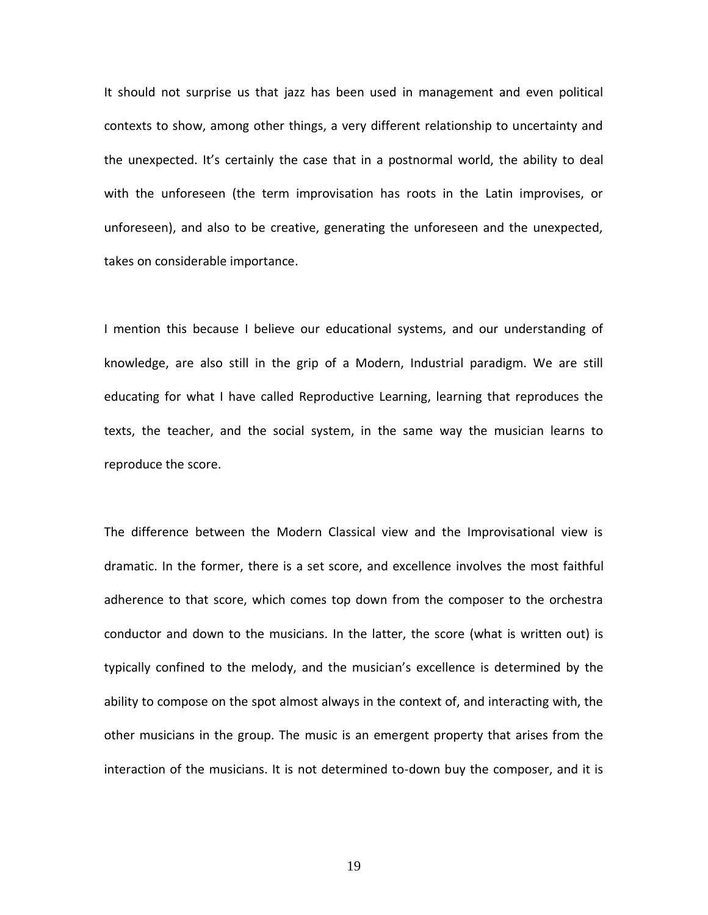It should not surprise us that jazz has been used in management and even political contexts to show, among other things, a very different relationship to uncertainty and the unexpected. It's certainly the case that in a postnormal world, the ability to deal with the unforeseen (the term improvisation has roots in the Latin improvises, or unforeseen), and also to be creative, generating the unforeseen and the unexpected, takes on considerable importance.

I mention this because I believe our educational systems, and our understanding of knowledge, are also still in the grip of a Modern, Industrial paradigm. We are still educating for what I have called Reproductive Learning, learning that reproduces the texts, the teacher, and the social system, in the same way the musician learns to reproduce the score.

The difference between the Modern Classical view and the Improvisational view is dramatic. In the former, there is a set score, and excellence involves the most faithful adherence to that score, which comes top down from the composer to the orchestra conductor and down to the musicians. In the latter, the score (what is written out) is typically confined to the melody, and the musician's excellence is determined by the ability to compose on the spot almost always in the context of, and interacting with, the other musicians in the group. The music is an emergent property that arises from the interaction of the musicians. It is not determined to-down buy the composer, and it is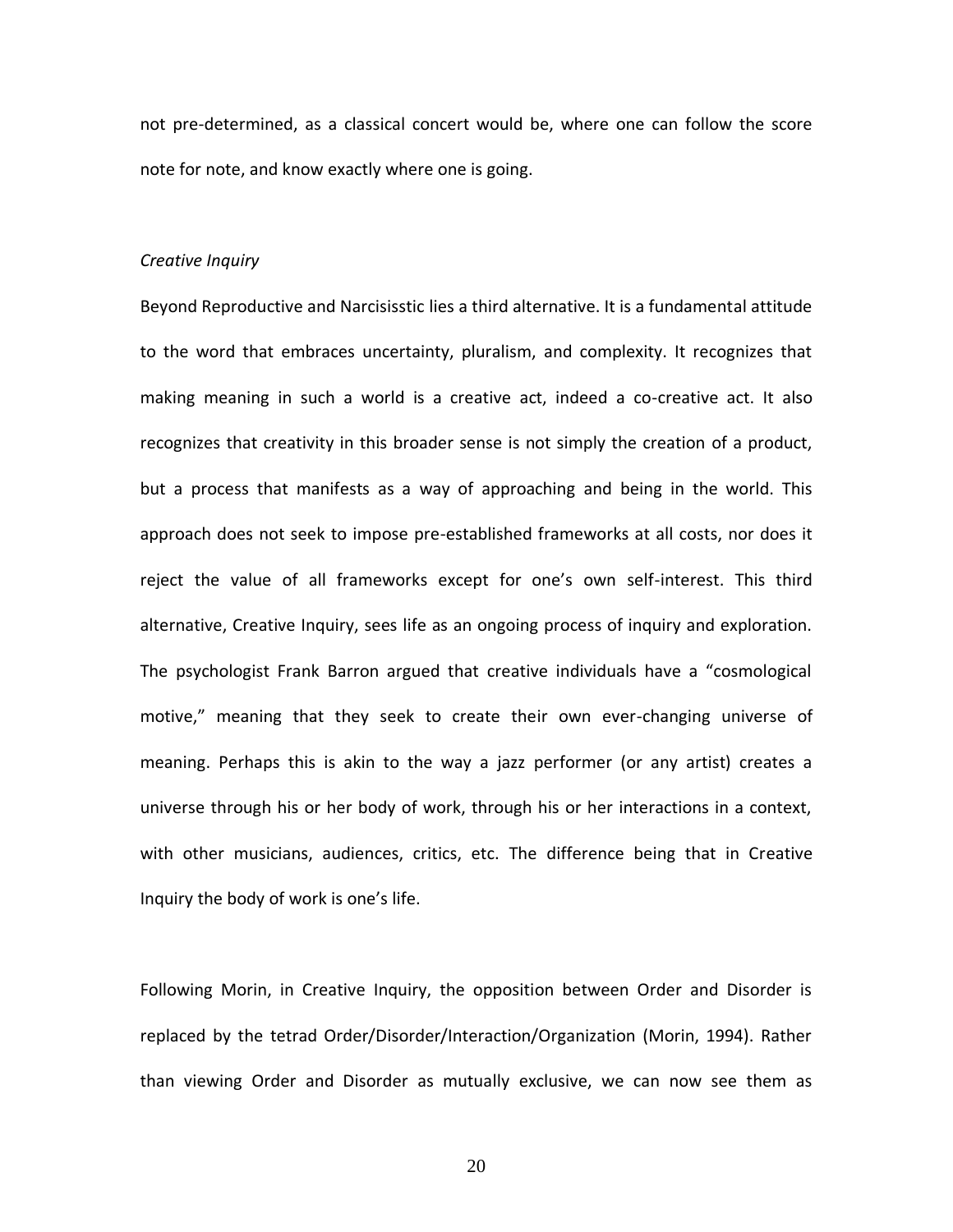not pre-determined, as a classical concert would be, where one can follow the score note for note, and know exactly where one is going.

*Creative Inquiry*

Beyond Reproductive and Narcisisstic lies a third alternative. It is a fundamental attitude to the word that embraces uncertainty, pluralism, and complexity. It recognizes that making meaning in such a world is a creative act, indeed a co-creative act. It also recognizes that creativity in this broader sense is not simply the creation of a product, but a process that manifests as a way of approaching and being in the world. This approach does not seek to impose pre-established frameworks at all costs, nor does it reject the value of all frameworks except for one's own self-interest. This third alternative, Creative Inquiry, sees life as an ongoing process of inquiry and exploration. The psychologist Frank Barron argued that creative individuals have a "cosmological motive," meaning that they seek to create their own ever-changing universe of meaning. Perhaps this is akin to the way a jazz performer (or any artist) creates a universe through his or her body of work, through his or her interactions in a context, with other musicians, audiences, critics, etc. The difference being that in Creative Inquiry the body of work is one's life.

Following Morin, in Creative Inquiry, the opposition between Order and Disorder is replaced by the tetrad Order/Disorder/Interaction/Organization (Morin, 1994). Rather than viewing Order and Disorder as mutually exclusive, we can now see them as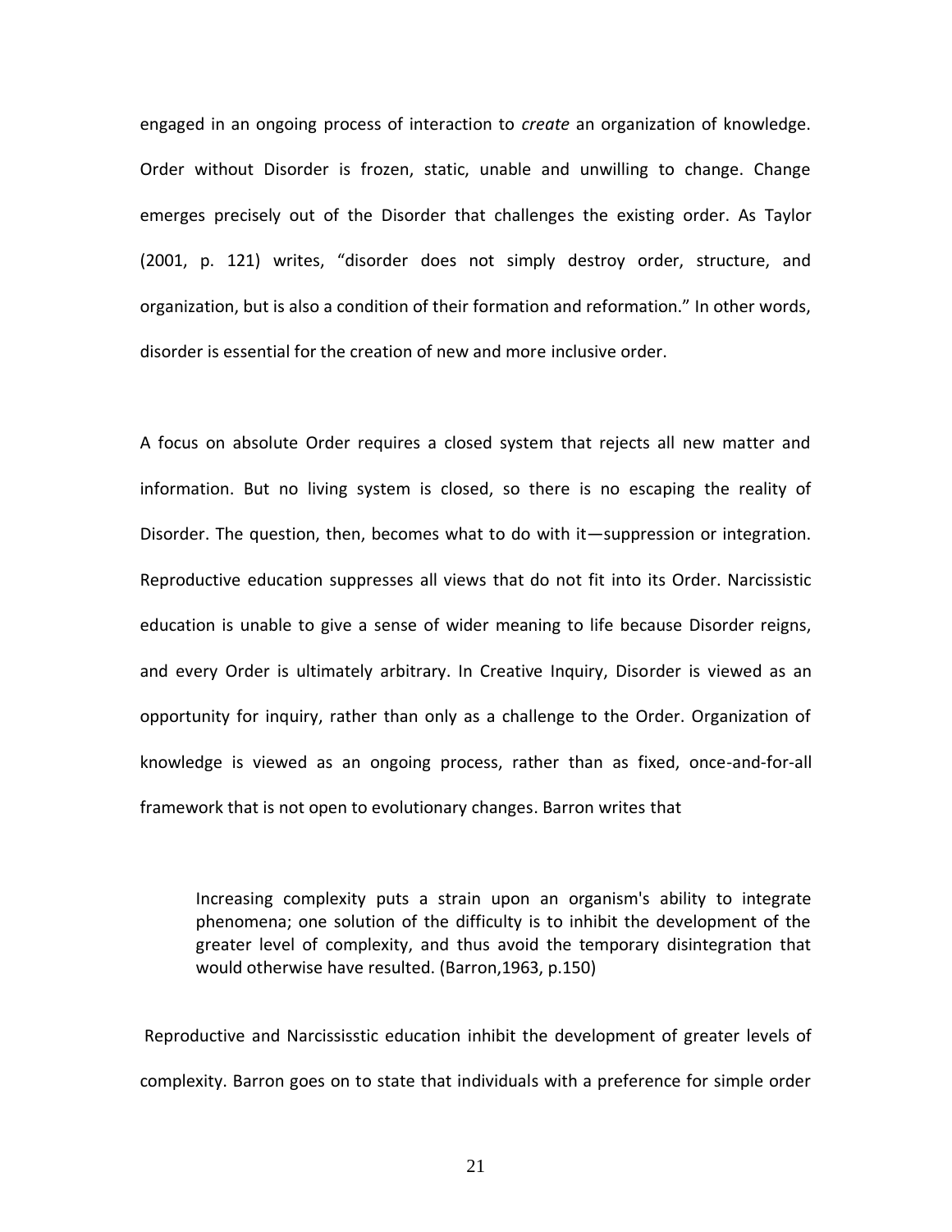engaged in an ongoing process of interaction to *create* an organization of knowledge. Order without Disorder is frozen, static, unable and unwilling to change. Change emerges precisely out of the Disorder that challenges the existing order. As Taylor (2001, p. 121) writes, “disorder does not simply destroy order, structure, and organization, but is also a condition of their formation and reformation.” In other words, disorder is essential for the creation of new and more inclusive order.

A focus on absolute Order requires a closed system that rejects all new matter and information. But no living system is closed, so there is no escaping the reality of Disorder. The question, then, becomes what to do with it—suppression or integration. Reproductive education suppresses all views that do not fit into its Order. Narcissistic education is unable to give a sense of wider meaning to life because Disorder reigns, and every Order is ultimately arbitrary. In Creative Inquiry, Disorder is viewed as an opportunity for inquiry, rather than only as a challenge to the Order. Organization of knowledge is viewed as an ongoing process, rather than as fixed, once-and-for-all framework that is not open to evolutionary changes. Barron writes that

> Increasing complexity puts a strain upon an organism's ability to integrate phenomena; one solution of the difficulty is to inhibit the development of the greater level of complexity, and thus avoid the temporary disintegration that would otherwise have resulted. (Barron,1963, p.150)

Reproductive and Narcississtic education inhibit the development of greater levels of complexity. Barron goes on to state that individuals with a preference for simple order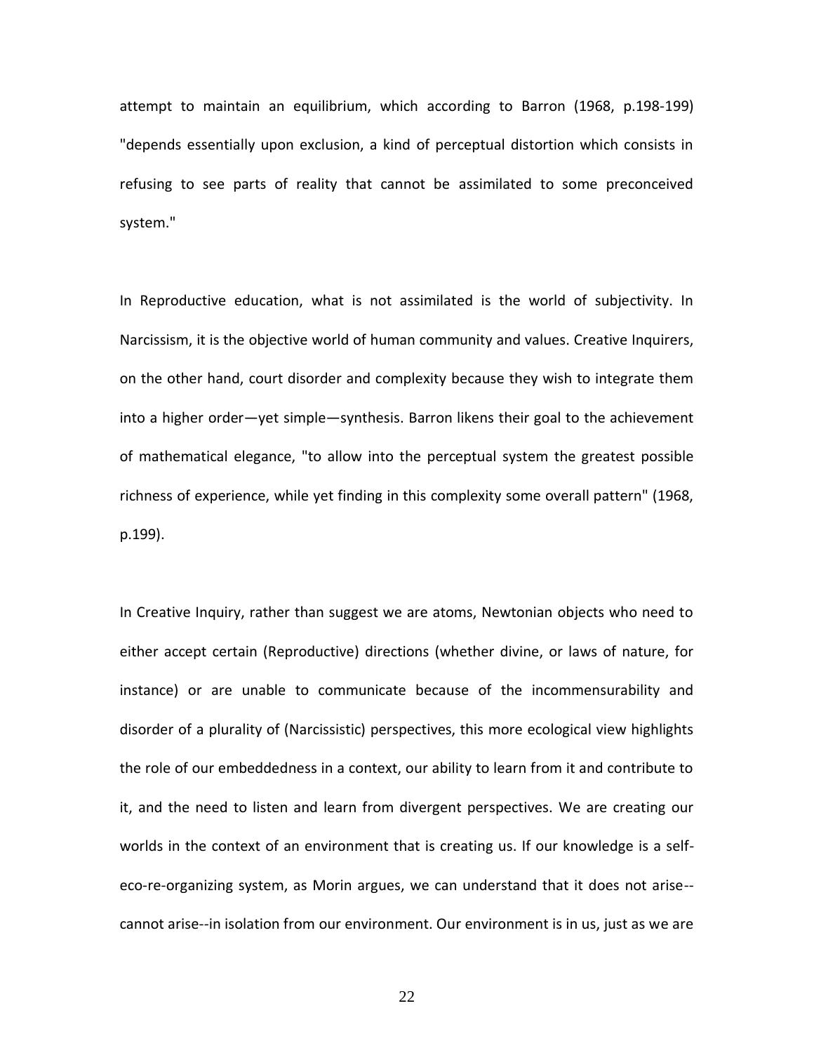attempt to maintain an equilibrium, which according to Barron (1968, p.198-199) "depends essentially upon exclusion, a kind of perceptual distortion which consists in refusing to see parts of reality that cannot be assimilated to some preconceived system."

In Reproductive education, what is not assimilated is the world of subjectivity. In Narcissism, it is the objective world of human community and values. Creative Inquirers, on the other hand, court disorder and complexity because they wish to integrate them into a higher order—yet simple—synthesis. Barron likens their goal to the achievement of mathematical elegance, "to allow into the perceptual system the greatest possible richness of experience, while yet finding in this complexity some overall pattern" (1968, p.199).

In Creative Inquiry, rather than suggest we are atoms, Newtonian objects who need to either accept certain (Reproductive) directions (whether divine, or laws of nature, for instance) or are unable to communicate because of the incommensurability and disorder of a plurality of (Narcissistic) perspectives, this more ecological view highlights the role of our embeddedness in a context, our ability to learn from it and contribute to it, and the need to listen and learn from divergent perspectives. We are creating our worlds in the context of an environment that is creating us. If our knowledge is a self-eco-re-organizing system, as Morin argues, we can understand that it does not arise--cannot arise--in isolation from our environment. Our environment is in us, just as we are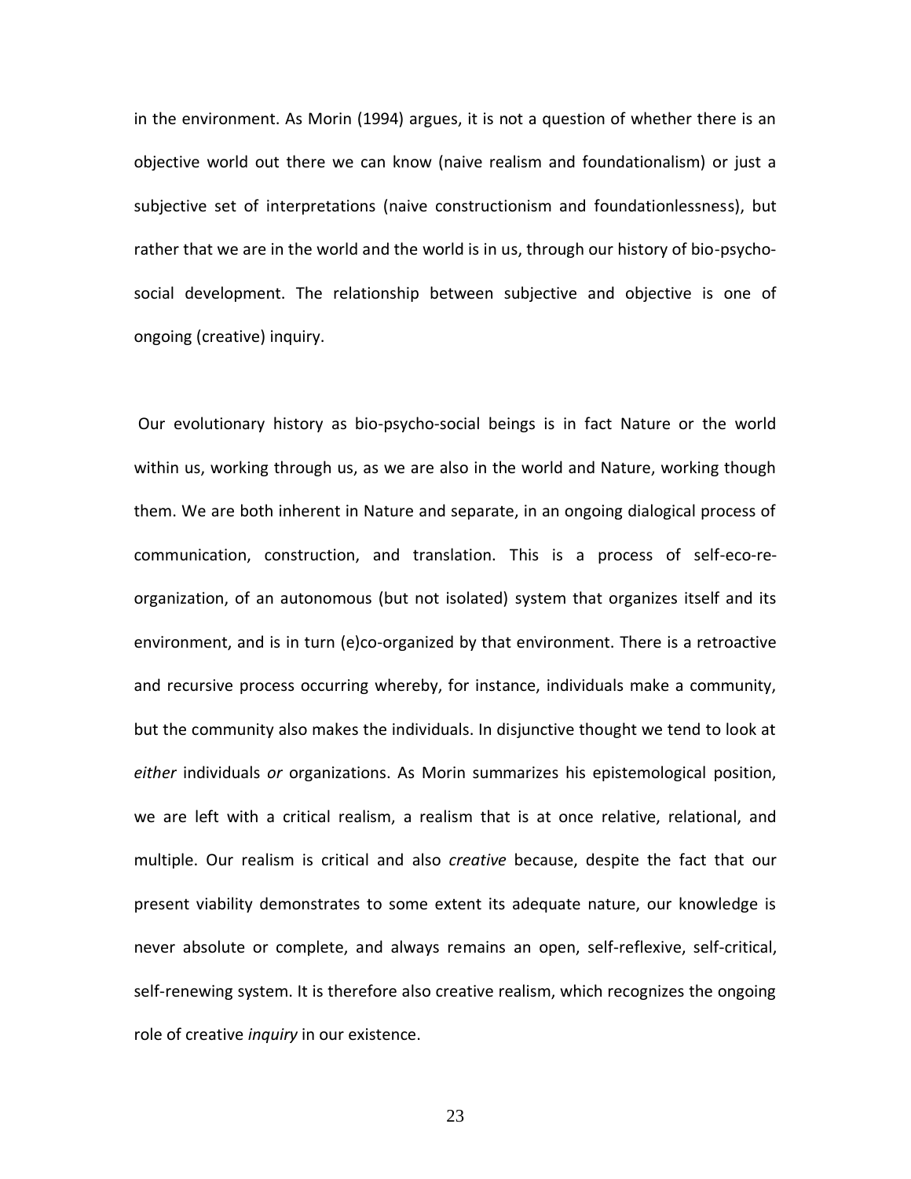in the environment. As Morin (1994) argues, it is not a question of whether there is an objective world out there we can know (naive realism and foundationalism) or just a subjective set of interpretations (naive constructionism and foundationlessness), but rather that we are in the world and the world is in us, through our history of bio-psycho-social development. The relationship between subjective and objective is one of ongoing (creative) inquiry.

Our evolutionary history as bio-psycho-social beings is in fact Nature or the world within us, working through us, as we are also in the world and Nature, working though them. We are both inherent in Nature and separate, in an ongoing dialogical process of communication, construction, and translation. This is a process of self-eco-re-organization, of an autonomous (but not isolated) system that organizes itself and its environment, and is in turn (e)co-organized by that environment. There is a retroactive and recursive process occurring whereby, for instance, individuals make a community, but the community also makes the individuals. In disjunctive thought we tend to look at *either* individuals *or* organizations. As Morin summarizes his epistemological position, we are left with a critical realism, a realism that is at once relative, relational, and multiple. Our realism is critical and also *creative* because, despite the fact that our present viability demonstrates to some extent its adequate nature, our knowledge is never absolute or complete, and always remains an open, self-reflexive, self-critical, self-renewing system. It is therefore also creative realism, which recognizes the ongoing role of creative *inquiry* in our existence.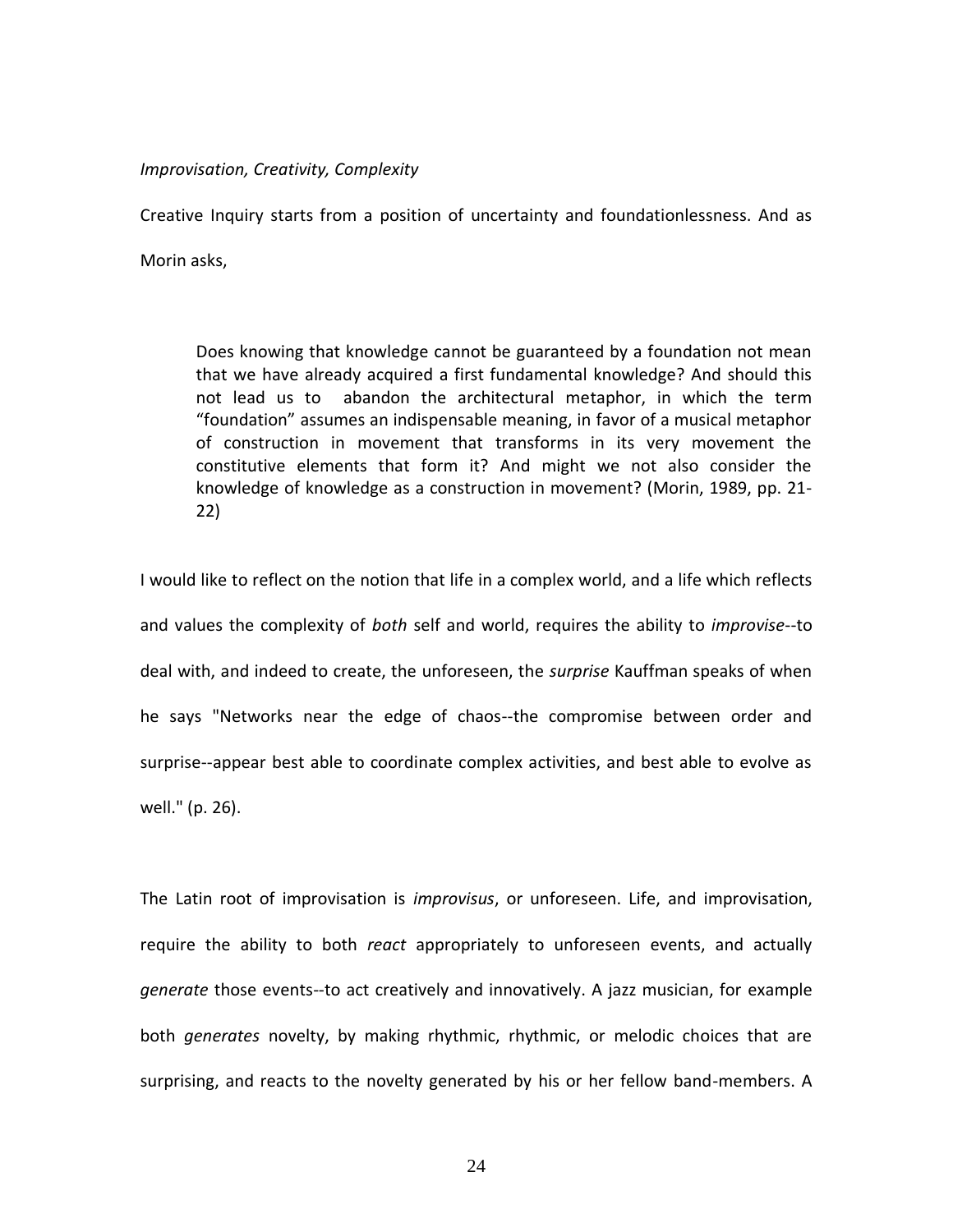*Improvisation, Creativity, Complexity*

Creative Inquiry starts from a position of uncertainty and foundationlessness. And as Morin asks,

> Does knowing that knowledge cannot be guaranteed by a foundation not mean that we have already acquired a first fundamental knowledge? And should this not lead us to abandon the architectural metaphor, in which the term "foundation" assumes an indispensable meaning, in favor of a musical metaphor of construction in movement that transforms in its very movement the constitutive elements that form it? And might we not also consider the knowledge of knowledge as a construction in movement? (Morin, 1989, pp. 21-22)

I would like to reflect on the notion that life in a complex world, and a life which reflects and values the complexity of *both* self and world, requires the ability to *improvise*--to deal with, and indeed to create, the unforeseen, the *surprise* Kauffman speaks of when he says "Networks near the edge of chaos--the compromise between order and surprise--appear best able to coordinate complex activities, and best able to evolve as well." (p. 26).

The Latin root of improvisation is *improvisus*, or unforeseen. Life, and improvisation, require the ability to both *react* appropriately to unforeseen events, and actually *generate* those events--to act creatively and innovatively. A jazz musician, for example both *generates* novelty, by making rhythmic, rhythmic, or melodic choices that are surprising, and reacts to the novelty generated by his or her fellow band-members. A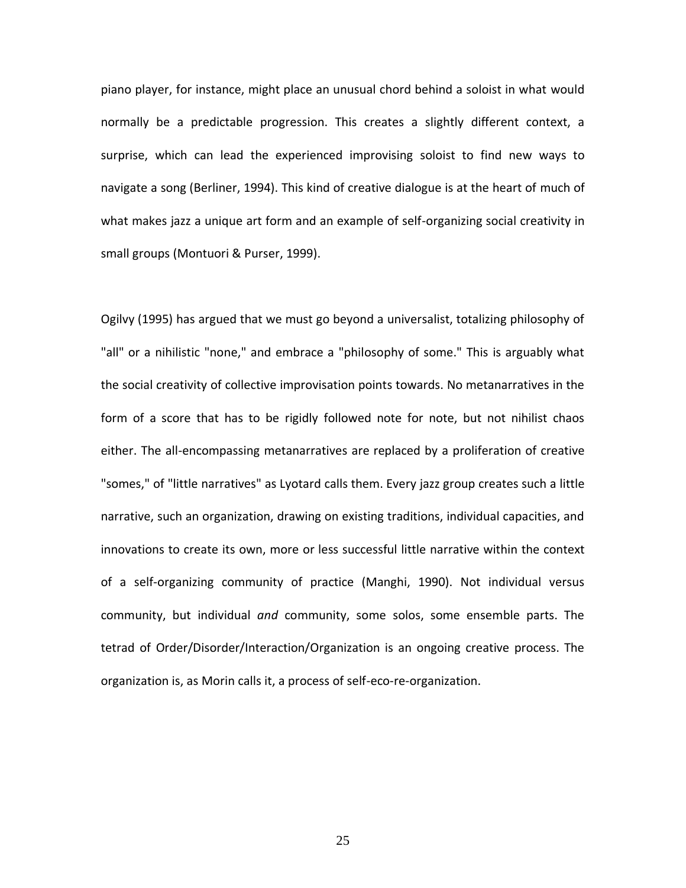piano player, for instance, might place an unusual chord behind a soloist in what would normally be a predictable progression. This creates a slightly different context, a surprise, which can lead the experienced improvising soloist to find new ways to navigate a song (Berliner, 1994). This kind of creative dialogue is at the heart of much of what makes jazz a unique art form and an example of self-organizing social creativity in small groups (Montuori & Purser, 1999).

Ogilvy (1995) has argued that we must go beyond a universalist, totalizing philosophy of "all" or a nihilistic "none," and embrace a "philosophy of some." This is arguably what the social creativity of collective improvisation points towards. No metanarratives in the form of a score that has to be rigidly followed note for note, but not nihilist chaos either. The all-encompassing metanarratives are replaced by a proliferation of creative "somes," of "little narratives" as Lyotard calls them. Every jazz group creates such a little narrative, such an organization, drawing on existing traditions, individual capacities, and innovations to create its own, more or less successful little narrative within the context of a self-organizing community of practice (Manghi, 1990). Not individual versus community, but individual *and* community, some solos, some ensemble parts. The tetrad of Order/Disorder/Interaction/Organization is an ongoing creative process. The organization is, as Morin calls it, a process of self-eco-re-organization.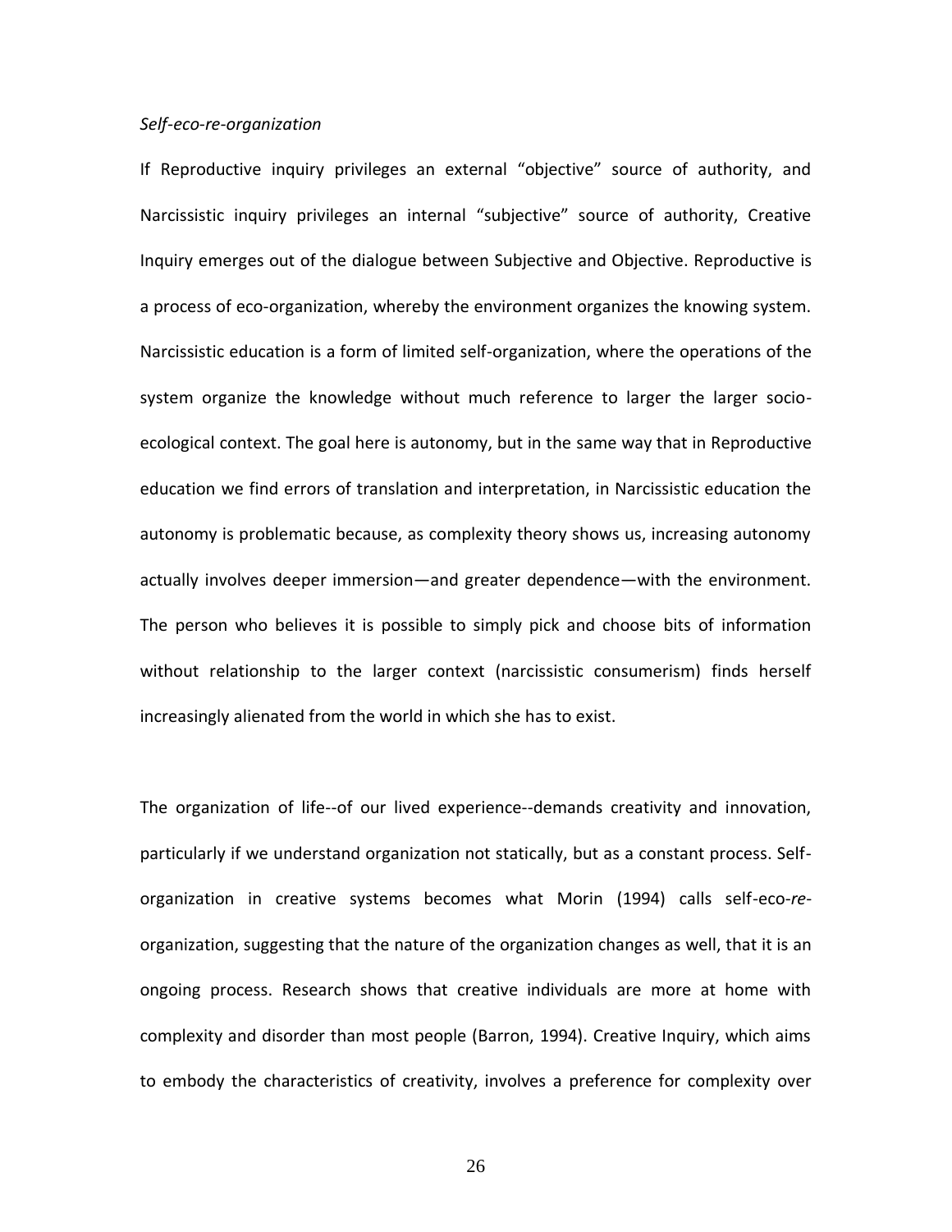*Self-eco-re-organization*

If Reproductive inquiry privileges an external "objective" source of authority, and Narcissistic inquiry privileges an internal "subjective" source of authority, Creative Inquiry emerges out of the dialogue between Subjective and Objective. Reproductive is a process of eco-organization, whereby the environment organizes the knowing system. Narcissistic education is a form of limited self-organization, where the operations of the system organize the knowledge without much reference to larger the larger socio-ecological context. The goal here is autonomy, but in the same way that in Reproductive education we find errors of translation and interpretation, in Narcissistic education the autonomy is problematic because, as complexity theory shows us, increasing autonomy actually involves deeper immersion—and greater dependence—with the environment. The person who believes it is possible to simply pick and choose bits of information without relationship to the larger context (narcissistic consumerism) finds herself increasingly alienated from the world in which she has to exist.

The organization of life--of our lived experience--demands creativity and innovation, particularly if we understand organization not statically, but as a constant process. Self-organization in creative systems becomes what Morin (1994) calls self-eco-*re*-organization, suggesting that the nature of the organization changes as well, that it is an ongoing process. Research shows that creative individuals are more at home with complexity and disorder than most people (Barron, 1994). Creative Inquiry, which aims to embody the characteristics of creativity, involves a preference for complexity over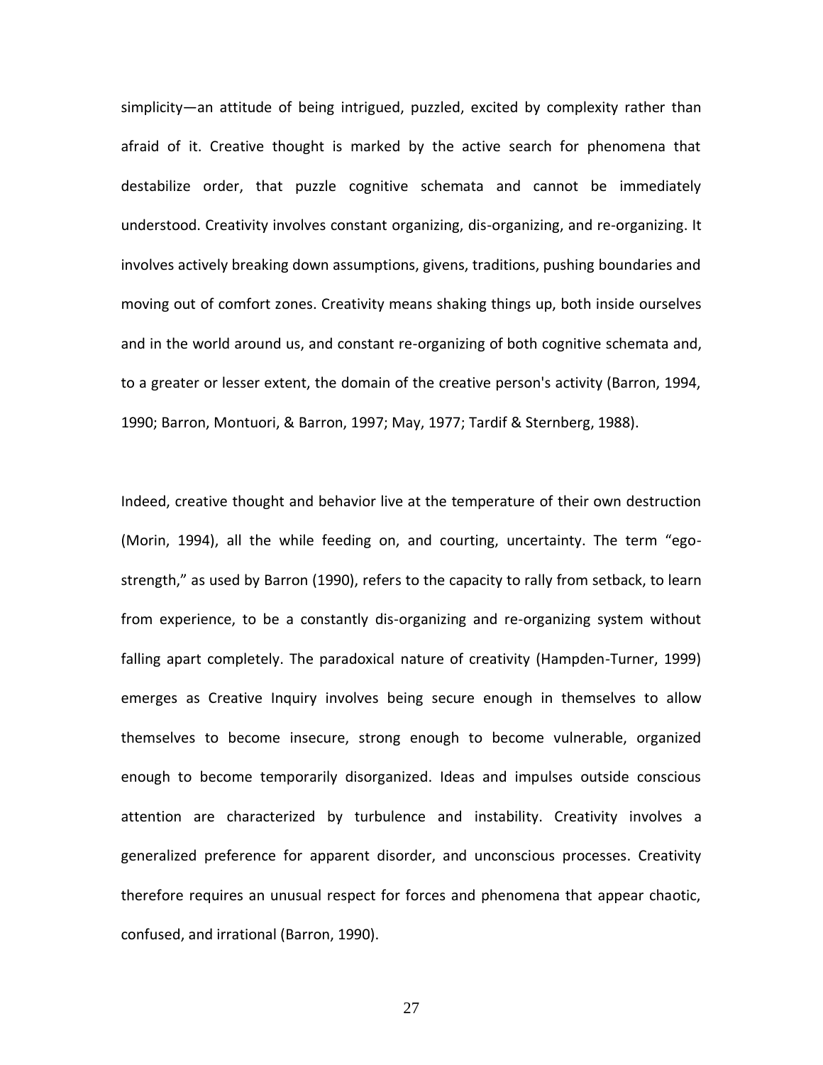simplicity—an attitude of being intrigued, puzzled, excited by complexity rather than afraid of it. Creative thought is marked by the active search for phenomena that destabilize order, that puzzle cognitive schemata and cannot be immediately understood. Creativity involves constant organizing, dis-organizing, and re-organizing. It involves actively breaking down assumptions, givens, traditions, pushing boundaries and moving out of comfort zones. Creativity means shaking things up, both inside ourselves and in the world around us, and constant re-organizing of both cognitive schemata and, to a greater or lesser extent, the domain of the creative person's activity (Barron, 1994, 1990; Barron, Montuori, & Barron, 1997; May, 1977; Tardif & Sternberg, 1988).

Indeed, creative thought and behavior live at the temperature of their own destruction (Morin, 1994), all the while feeding on, and courting, uncertainty. The term "ego-strength," as used by Barron (1990), refers to the capacity to rally from setback, to learn from experience, to be a constantly dis-organizing and re-organizing system without falling apart completely. The paradoxical nature of creativity (Hampden-Turner, 1999) emerges as Creative Inquiry involves being secure enough in themselves to allow themselves to become insecure, strong enough to become vulnerable, organized enough to become temporarily disorganized. Ideas and impulses outside conscious attention are characterized by turbulence and instability. Creativity involves a generalized preference for apparent disorder, and unconscious processes. Creativity therefore requires an unusual respect for forces and phenomena that appear chaotic, confused, and irrational (Barron, 1990).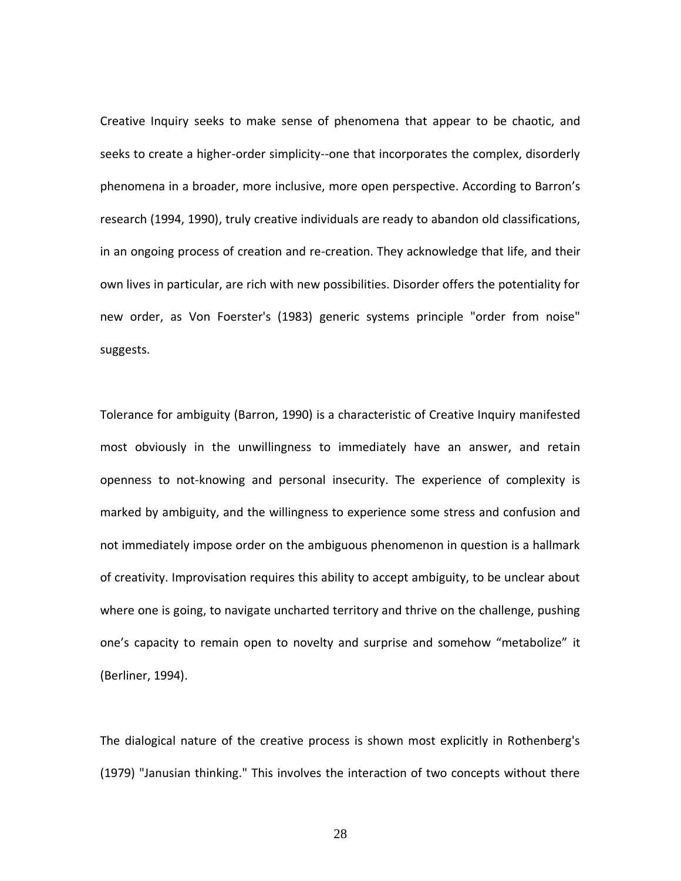Creative Inquiry seeks to make sense of phenomena that appear to be chaotic, and seeks to create a higher-order simplicity--one that incorporates the complex, disorderly phenomena in a broader, more inclusive, more open perspective. According to Barron's research (1994, 1990), truly creative individuals are ready to abandon old classifications, in an ongoing process of creation and re-creation. They acknowledge that life, and their own lives in particular, are rich with new possibilities. Disorder offers the potentiality for new order, as Von Foerster's (1983) generic systems principle "order from noise" suggests.

Tolerance for ambiguity (Barron, 1990) is a characteristic of Creative Inquiry manifested most obviously in the unwillingness to immediately have an answer, and retain openness to not-knowing and personal insecurity. The experience of complexity is marked by ambiguity, and the willingness to experience some stress and confusion and not immediately impose order on the ambiguous phenomenon in question is a hallmark of creativity. Improvisation requires this ability to accept ambiguity, to be unclear about where one is going, to navigate uncharted territory and thrive on the challenge, pushing one's capacity to remain open to novelty and surprise and somehow "metabolize" it (Berliner, 1994).

The dialogical nature of the creative process is shown most explicitly in Rothenberg's (1979) "Janusian thinking." This involves the interaction of two concepts without there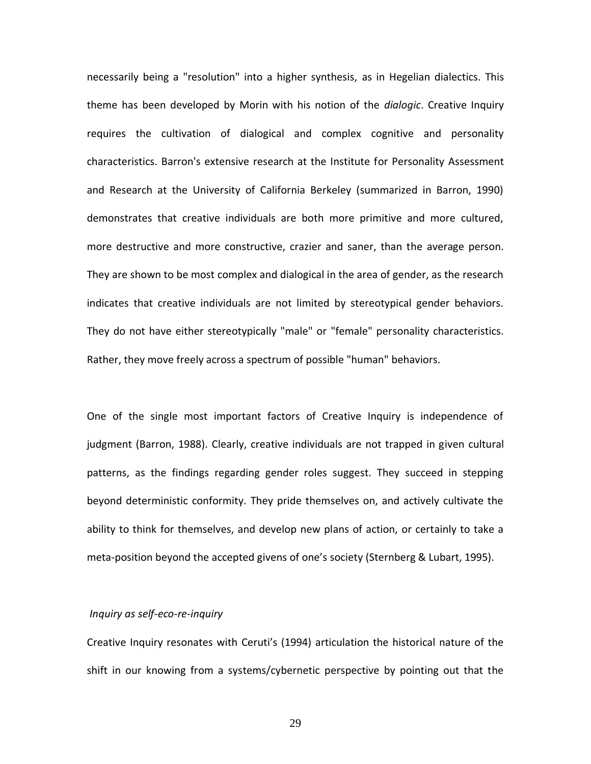necessarily being a "resolution" into a higher synthesis, as in Hegelian dialectics. This theme has been developed by Morin with his notion of the *dialogic*. Creative Inquiry requires the cultivation of dialogical and complex cognitive and personality characteristics. Barron's extensive research at the Institute for Personality Assessment and Research at the University of California Berkeley (summarized in Barron, 1990) demonstrates that creative individuals are both more primitive and more cultured, more destructive and more constructive, crazier and saner, than the average person. They are shown to be most complex and dialogical in the area of gender, as the research indicates that creative individuals are not limited by stereotypical gender behaviors. They do not have either stereotypically "male" or "female" personality characteristics. Rather, they move freely across a spectrum of possible "human" behaviors.

One of the single most important factors of Creative Inquiry is independence of judgment (Barron, 1988). Clearly, creative individuals are not trapped in given cultural patterns, as the findings regarding gender roles suggest. They succeed in stepping beyond deterministic conformity. They pride themselves on, and actively cultivate the ability to think for themselves, and develop new plans of action, or certainly to take a meta-position beyond the accepted givens of one's society (Sternberg & Lubart, 1995).

*Inquiry as self-eco-re-inquiry*

Creative Inquiry resonates with Ceruti's (1994) articulation the historical nature of the shift in our knowing from a systems/cybernetic perspective by pointing out that the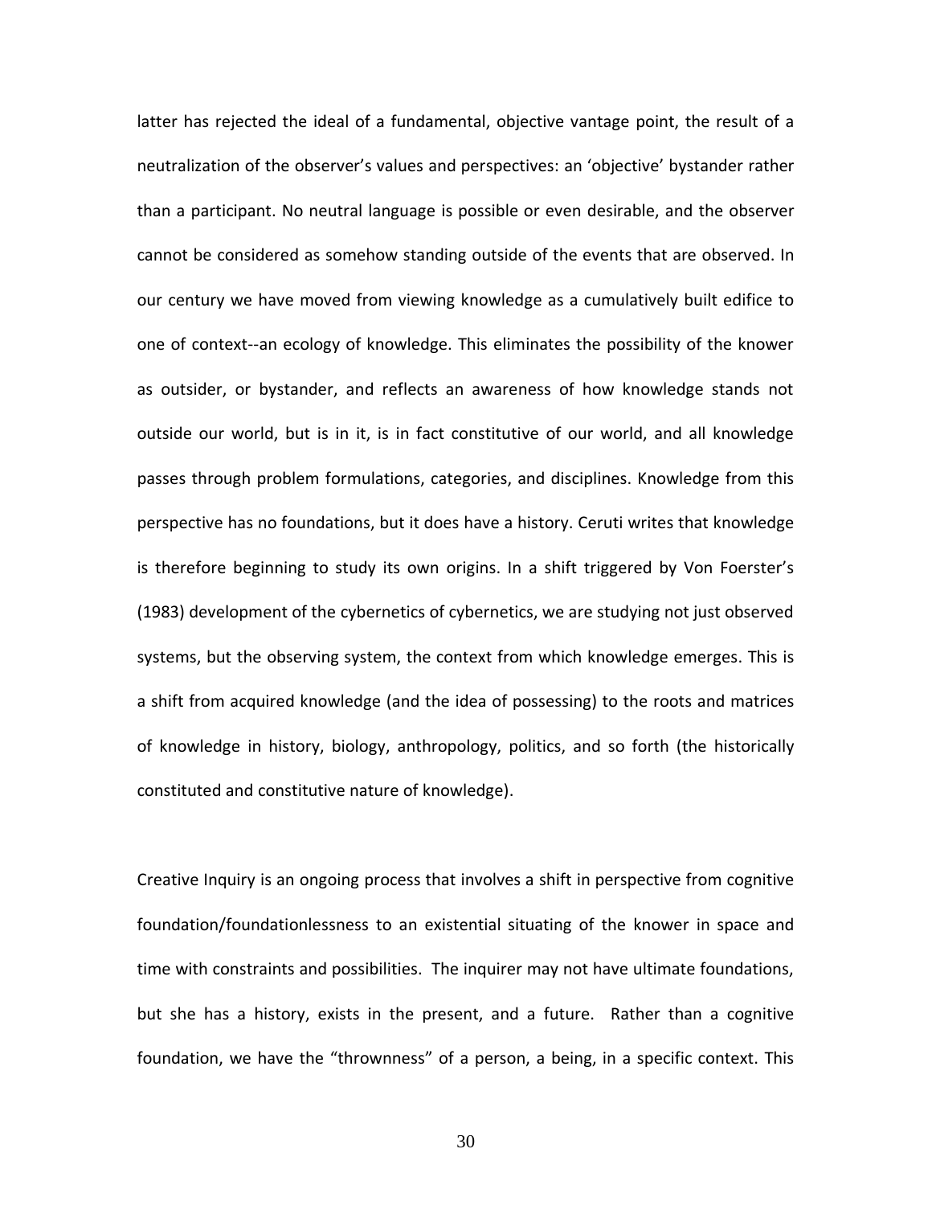latter has rejected the ideal of a fundamental, objective vantage point, the result of a neutralization of the observer's values and perspectives: an 'objective' bystander rather than a participant. No neutral language is possible or even desirable, and the observer cannot be considered as somehow standing outside of the events that are observed. In our century we have moved from viewing knowledge as a cumulatively built edifice to one of context--an ecology of knowledge. This eliminates the possibility of the knower as outsider, or bystander, and reflects an awareness of how knowledge stands not outside our world, but is in it, is in fact constitutive of our world, and all knowledge passes through problem formulations, categories, and disciplines. Knowledge from this perspective has no foundations, but it does have a history. Ceruti writes that knowledge is therefore beginning to study its own origins. In a shift triggered by Von Foerster's (1983) development of the cybernetics of cybernetics, we are studying not just observed systems, but the observing system, the context from which knowledge emerges. This is a shift from acquired knowledge (and the idea of possessing) to the roots and matrices of knowledge in history, biology, anthropology, politics, and so forth (the historically constituted and constitutive nature of knowledge).

Creative Inquiry is an ongoing process that involves a shift in perspective from cognitive foundation/foundationlessness to an existential situating of the knower in space and time with constraints and possibilities. The inquirer may not have ultimate foundations, but she has a history, exists in the present, and a future. Rather than a cognitive foundation, we have the "thrownness" of a person, a being, in a specific context. This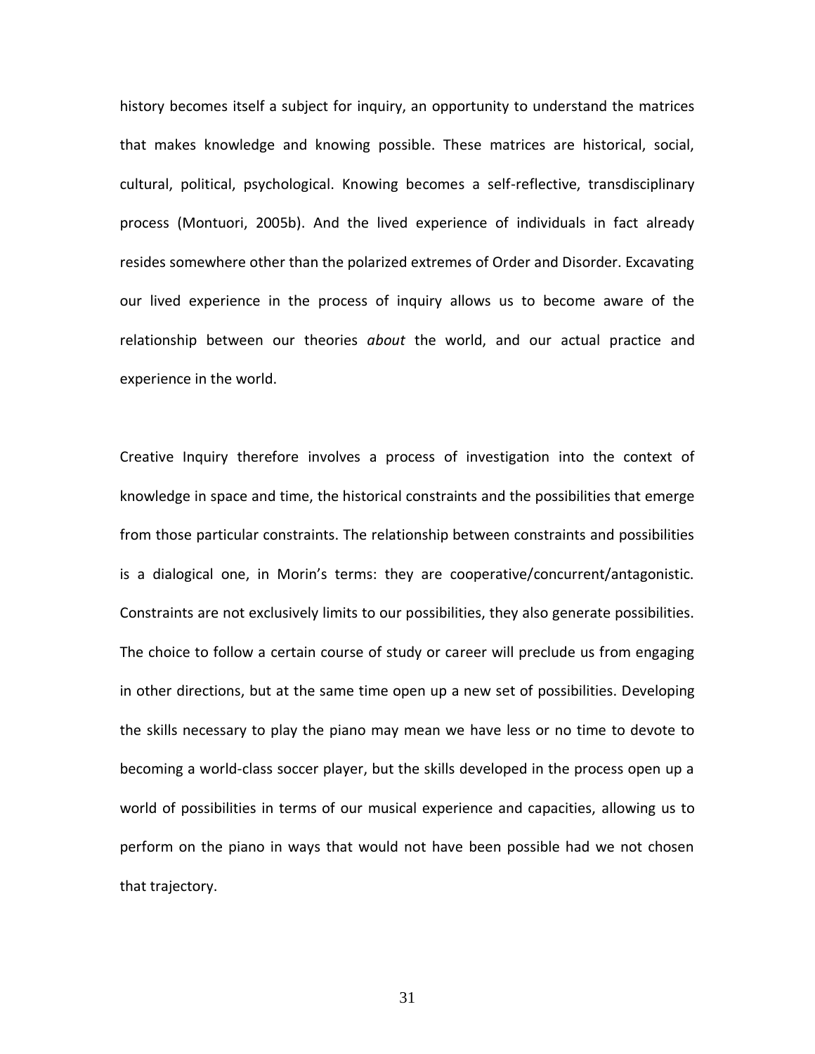history becomes itself a subject for inquiry, an opportunity to understand the matrices that makes knowledge and knowing possible. These matrices are historical, social, cultural, political, psychological. Knowing becomes a self-reflective, transdisciplinary process (Montuori, 2005b). And the lived experience of individuals in fact already resides somewhere other than the polarized extremes of Order and Disorder. Excavating our lived experience in the process of inquiry allows us to become aware of the relationship between our theories *about* the world, and our actual practice and experience in the world.

Creative Inquiry therefore involves a process of investigation into the context of knowledge in space and time, the historical constraints and the possibilities that emerge from those particular constraints. The relationship between constraints and possibilities is a dialogical one, in Morin's terms: they are cooperative/concurrent/antagonistic. Constraints are not exclusively limits to our possibilities, they also generate possibilities. The choice to follow a certain course of study or career will preclude us from engaging in other directions, but at the same time open up a new set of possibilities. Developing the skills necessary to play the piano may mean we have less or no time to devote to becoming a world-class soccer player, but the skills developed in the process open up a world of possibilities in terms of our musical experience and capacities, allowing us to perform on the piano in ways that would not have been possible had we not chosen that trajectory.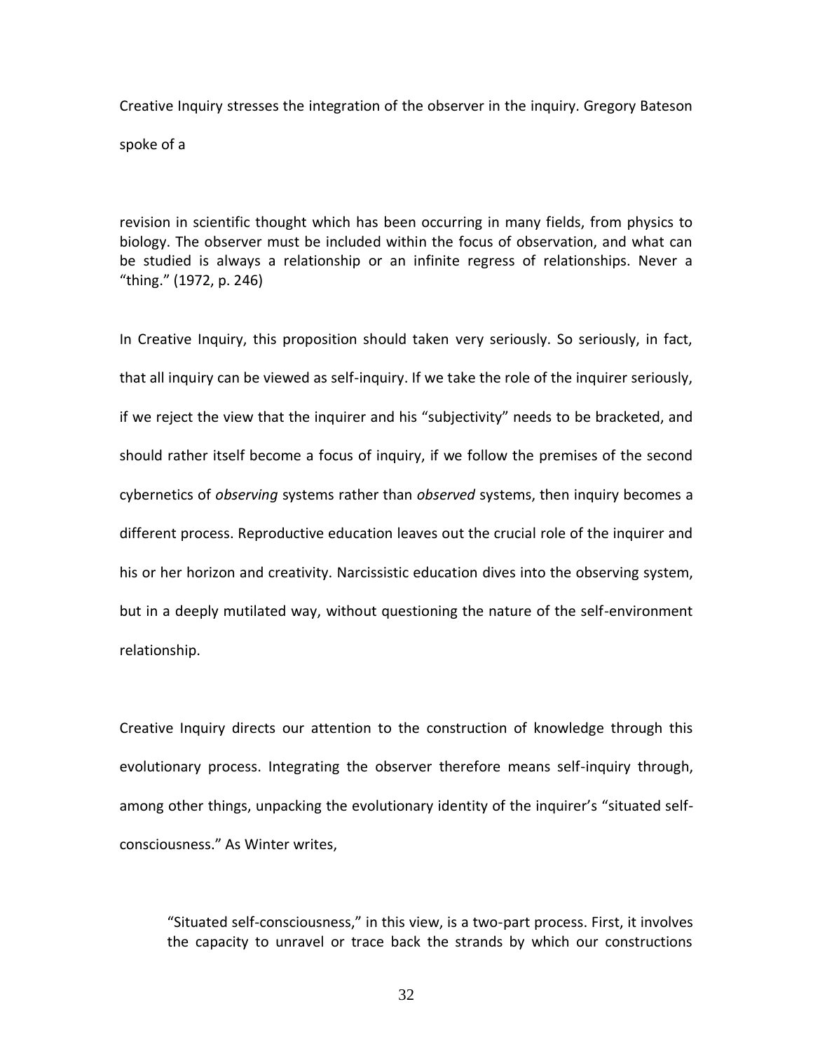Creative Inquiry stresses the integration of the observer in the inquiry. Gregory Bateson spoke of a

> revision in scientific thought which has been occurring in many fields, from physics to biology. The observer must be included within the focus of observation, and what can be studied is always a relationship or an infinite regress of relationships. Never a "thing." (1972, p. 246)

In Creative Inquiry, this proposition should taken very seriously. So seriously, in fact, that all inquiry can be viewed as self-inquiry. If we take the role of the inquirer seriously, if we reject the view that the inquirer and his "subjectivity" needs to be bracketed, and should rather itself become a focus of inquiry, if we follow the premises of the second cybernetics of *observing* systems rather than *observed* systems, then inquiry becomes a different process. Reproductive education leaves out the crucial role of the inquirer and his or her horizon and creativity. Narcissistic education dives into the observing system, but in a deeply mutilated way, without questioning the nature of the self-environment relationship.

Creative Inquiry directs our attention to the construction of knowledge through this evolutionary process. Integrating the observer therefore means self-inquiry through, among other things, unpacking the evolutionary identity of the inquirer's "situated self-consciousness." As Winter writes,

> "Situated self-consciousness," in this view, is a two-part process. First, it involves the capacity to unravel or trace back the strands by which our constructions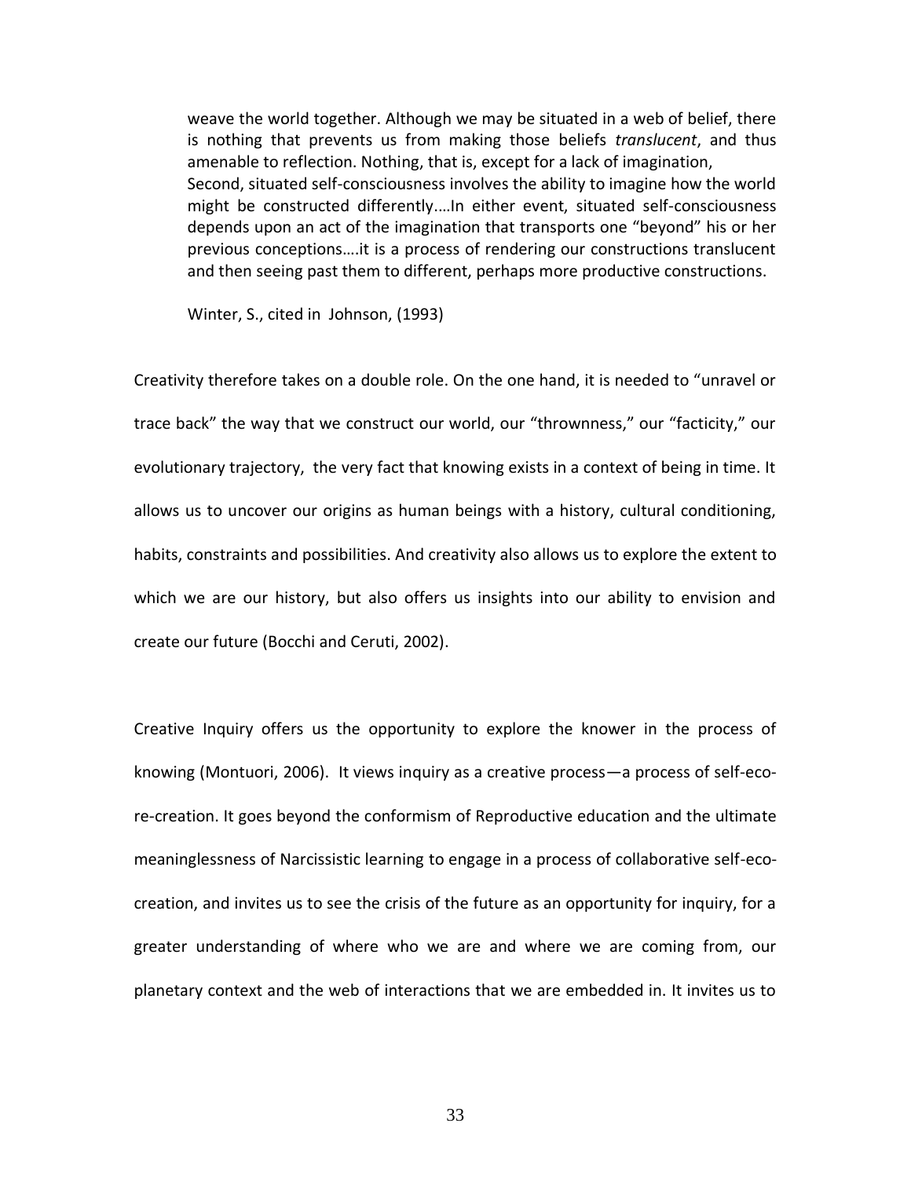> weave the world together. Although we may be situated in a web of belief, there is nothing that prevents us from making those beliefs *translucent*, and thus amenable to reflection. Nothing, that is, except for a lack of imagination,
> Second, situated self-consciousness involves the ability to imagine how the world might be constructed differently.…In either event, situated self-consciousness depends upon an act of the imagination that transports one "beyond" his or her previous conceptions….it is a process of rendering our constructions translucent and then seeing past them to different, perhaps more productive constructions.
>
> Winter, S., cited in Johnson, (1993)

Creativity therefore takes on a double role. On the one hand, it is needed to "unravel or trace back" the way that we construct our world, our "thrownness," our "facticity," our evolutionary trajectory, the very fact that knowing exists in a context of being in time. It allows us to uncover our origins as human beings with a history, cultural conditioning, habits, constraints and possibilities. And creativity also allows us to explore the extent to which we are our history, but also offers us insights into our ability to envision and create our future (Bocchi and Ceruti, 2002).

Creative Inquiry offers us the opportunity to explore the knower in the process of knowing (Montuori, 2006). It views inquiry as a creative process—a process of self-eco-re-creation. It goes beyond the conformism of Reproductive education and the ultimate meaninglessness of Narcissistic learning to engage in a process of collaborative self-eco-creation, and invites us to see the crisis of the future as an opportunity for inquiry, for a greater understanding of where who we are and where we are coming from, our planetary context and the web of interactions that we are embedded in. It invites us to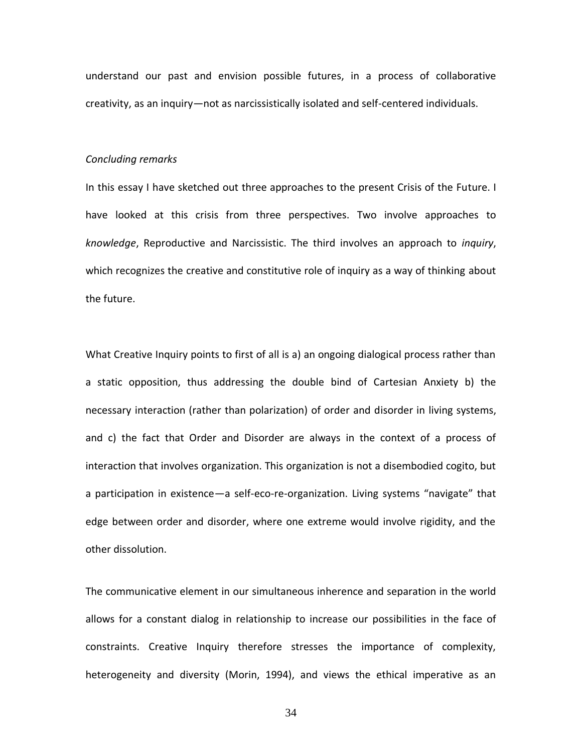understand our past and envision possible futures, in a process of collaborative creativity, as an inquiry—not as narcissistically isolated and self-centered individuals.

*Concluding remarks*

In this essay I have sketched out three approaches to the present Crisis of the Future. I have looked at this crisis from three perspectives. Two involve approaches to *knowledge*, Reproductive and Narcissistic. The third involves an approach to *inquiry*, which recognizes the creative and constitutive role of inquiry as a way of thinking about the future.

What Creative Inquiry points to first of all is a) an ongoing dialogical process rather than a static opposition, thus addressing the double bind of Cartesian Anxiety b) the necessary interaction (rather than polarization) of order and disorder in living systems, and c) the fact that Order and Disorder are always in the context of a process of interaction that involves organization. This organization is not a disembodied cogito, but a participation in existence—a self-eco-re-organization. Living systems "navigate" that edge between order and disorder, where one extreme would involve rigidity, and the other dissolution.

The communicative element in our simultaneous inherence and separation in the world allows for a constant dialog in relationship to increase our possibilities in the face of constraints. Creative Inquiry therefore stresses the importance of complexity, heterogeneity and diversity (Morin, 1994), and views the ethical imperative as an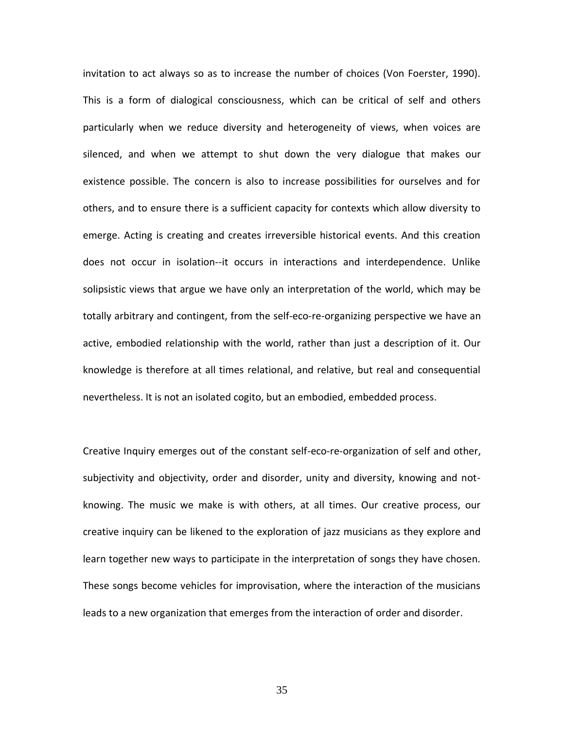invitation to act always so as to increase the number of choices (Von Foerster, 1990). This is a form of dialogical consciousness, which can be critical of self and others particularly when we reduce diversity and heterogeneity of views, when voices are silenced, and when we attempt to shut down the very dialogue that makes our existence possible. The concern is also to increase possibilities for ourselves and for others, and to ensure there is a sufficient capacity for contexts which allow diversity to emerge. Acting is creating and creates irreversible historical events. And this creation does not occur in isolation--it occurs in interactions and interdependence. Unlike solipsistic views that argue we have only an interpretation of the world, which may be totally arbitrary and contingent, from the self-eco-re-organizing perspective we have an active, embodied relationship with the world, rather than just a description of it. Our knowledge is therefore at all times relational, and relative, but real and consequential nevertheless. It is not an isolated cogito, but an embodied, embedded process.

Creative Inquiry emerges out of the constant self-eco-re-organization of self and other, subjectivity and objectivity, order and disorder, unity and diversity, knowing and not-knowing. The music we make is with others, at all times. Our creative process, our creative inquiry can be likened to the exploration of jazz musicians as they explore and learn together new ways to participate in the interpretation of songs they have chosen. These songs become vehicles for improvisation, where the interaction of the musicians leads to a new organization that emerges from the interaction of order and disorder.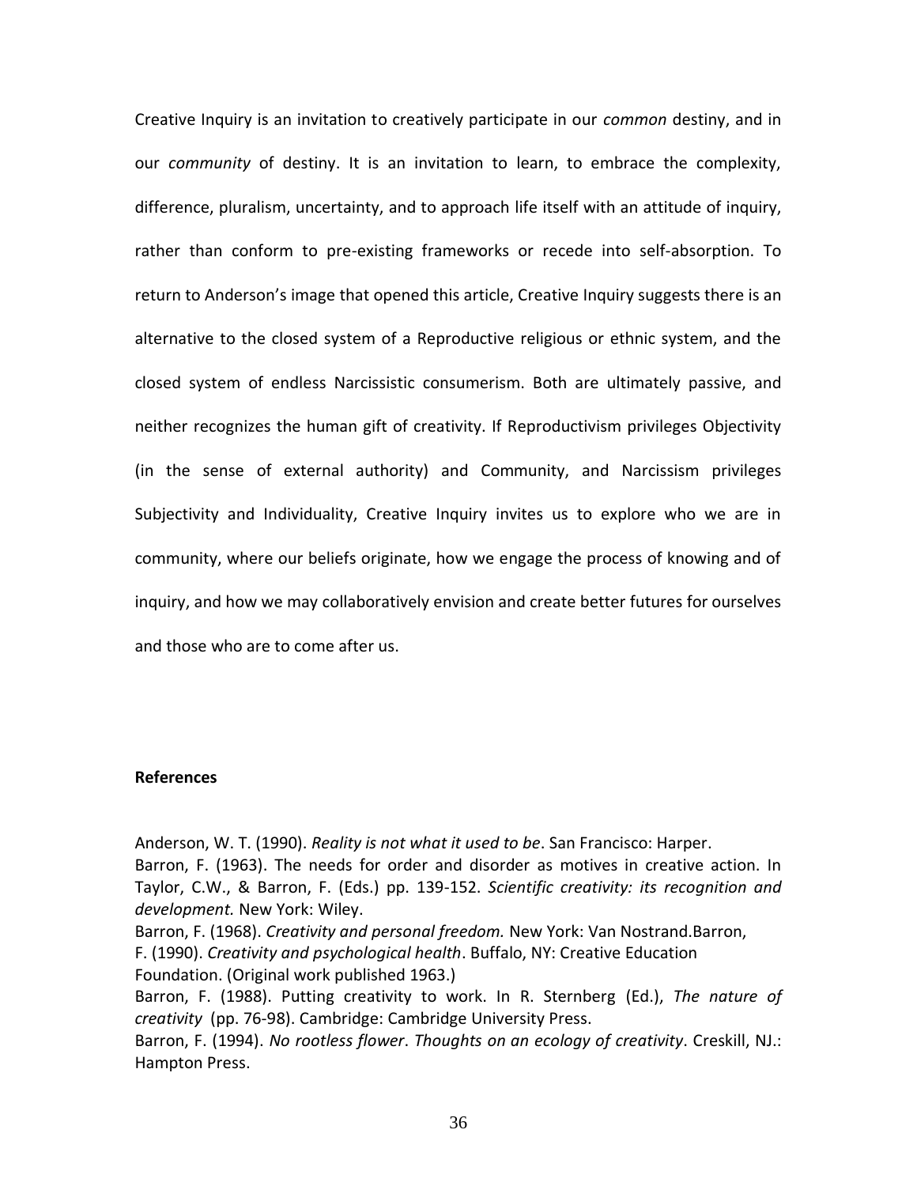Creative Inquiry is an invitation to creatively participate in our *common* destiny, and in our *community* of destiny. It is an invitation to learn, to embrace the complexity, difference, pluralism, uncertainty, and to approach life itself with an attitude of inquiry, rather than conform to pre-existing frameworks or recede into self-absorption. To return to Anderson's image that opened this article, Creative Inquiry suggests there is an alternative to the closed system of a Reproductive religious or ethnic system, and the closed system of endless Narcissistic consumerism. Both are ultimately passive, and neither recognizes the human gift of creativity. If Reproductivism privileges Objectivity (in the sense of external authority) and Community, and Narcissism privileges Subjectivity and Individuality, Creative Inquiry invites us to explore who we are in community, where our beliefs originate, how we engage the process of knowing and of inquiry, and how we may collaboratively envision and create better futures for ourselves and those who are to come after us.

**References**

Anderson, W. T. (1990). *Reality is not what it used to be*. San Francisco: Harper.

Barron, F. (1963). The needs for order and disorder as motives in creative action. In Taylor, C.W., & Barron, F. (Eds.) pp. 139-152. *Scientific creativity: its recognition and development.* New York: Wiley.

Barron, F. (1968). *Creativity and personal freedom.* New York: Van Nostrand.Barron, F. (1990). *Creativity and psychological health*. Buffalo, NY: Creative Education Foundation. (Original work published 1963.)

Barron, F. (1988). Putting creativity to work. In R. Sternberg (Ed.), *The nature of creativity* (pp. 76-98). Cambridge: Cambridge University Press.

Barron, F. (1994). *No rootless flower*. *Thoughts on an ecology of creativity*. Creskill, NJ.: Hampton Press.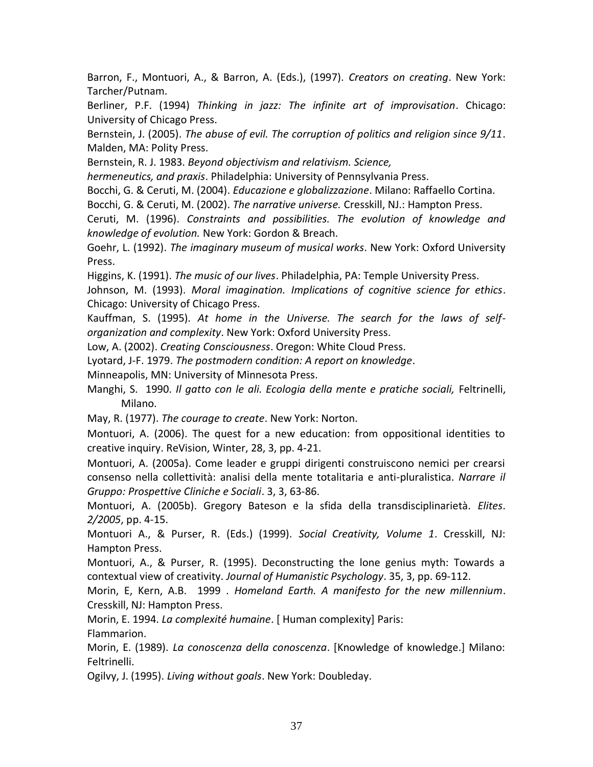Barron, F., Montuori, A., & Barron, A. (Eds.), (1997). *Creators on creating*. New York: Tarcher/Putnam.

Berliner, P.F. (1994) *Thinking in jazz: The infinite art of improvisation*. Chicago: University of Chicago Press.

Bernstein, J. (2005). *The abuse of evil. The corruption of politics and religion since 9/11*. Malden, MA: Polity Press.

Bernstein, R. J. 1983. *Beyond objectivism and relativism. Science, hermeneutics, and praxis*. Philadelphia: University of Pennsylvania Press.

Bocchi, G. & Ceruti, M. (2004). *Educazione e globalizzazione*. Milano: Raffaello Cortina.

Bocchi, G. & Ceruti, M. (2002). *The narrative universe.* Cresskill, NJ.: Hampton Press.

Ceruti, M. (1996). *Constraints and possibilities. The evolution of knowledge and knowledge of evolution.* New York: Gordon & Breach.

Goehr, L. (1992). *The imaginary museum of musical works*. New York: Oxford University Press.

Higgins, K. (1991). *The music of our lives*. Philadelphia, PA: Temple University Press.

Johnson, M. (1993). *Moral imagination. Implications of cognitive science for ethics*. Chicago: University of Chicago Press.

Kauffman, S. (1995). *At home in the Universe. The search for the laws of self-organization and complexity*. New York: Oxford University Press.

Low, A. (2002). *Creating Consciousness*. Oregon: White Cloud Press.

Lyotard, J-F. 1979. *The postmodern condition: A report on knowledge*. Minneapolis, MN: University of Minnesota Press.

Manghi, S. 1990. *Il gatto con le ali. Ecologia della mente e pratiche sociali,* Feltrinelli, Milano.

May, R. (1977). *The courage to create*. New York: Norton.

Montuori, A. (2006). The quest for a new education: from oppositional identities to creative inquiry. ReVision, Winter, 28, 3, pp. 4-21.

Montuori, A. (2005a). Come leader e gruppi dirigenti construiscono nemici per crearsi consenso nella collettività: analisi della mente totalitaria e anti-pluralistica. *Narrare il Gruppo: Prospettive Cliniche e Sociali*. 3, 3, 63-86.

Montuori, A. (2005b). Gregory Bateson e la sfida della transdisciplinarietà. *Elites*. *2/2005*, pp. 4-15.

Montuori A., & Purser, R. (Eds.) (1999). *Social Creativity, Volume 1*. Cresskill, NJ: Hampton Press.

Montuori, A., & Purser, R. (1995). Deconstructing the lone genius myth: Towards a contextual view of creativity. *Journal of Humanistic Psychology*. 35, 3, pp. 69-112.

Morin, E, Kern, A.B. 1999 . *Homeland Earth. A manifesto for the new millennium*. Cresskill, NJ: Hampton Press.

Morin, E. 1994. *La complexité humaine*. [ Human complexity] Paris: Flammarion.

Morin, E. (1989). *La conoscenza della conoscenza*. [Knowledge of knowledge.] Milano: Feltrinelli.

Ogilvy, J. (1995). *Living without goals*. New York: Doubleday.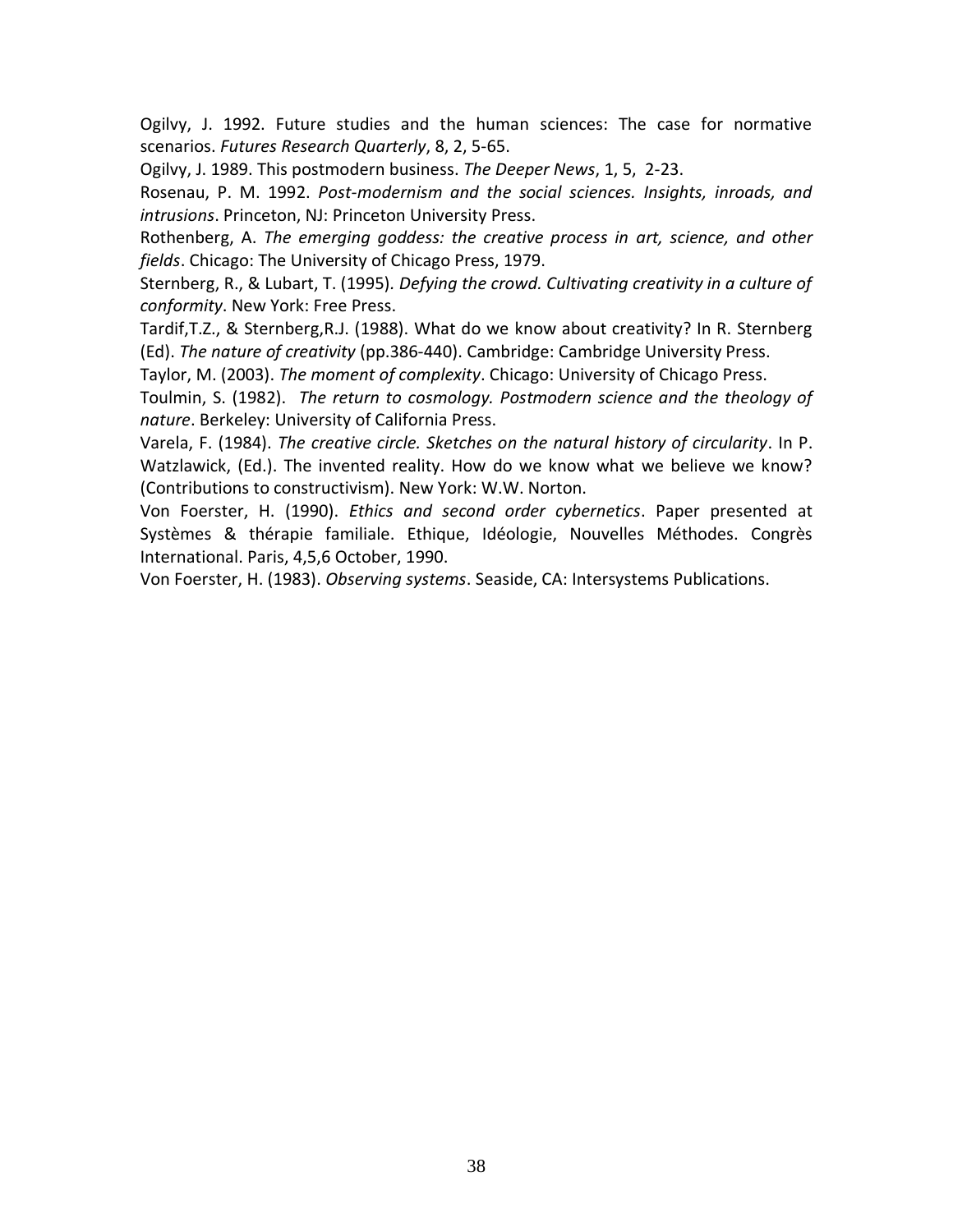Ogilvy, J. 1992. Future studies and the human sciences: The case for normative scenarios. *Futures Research Quarterly*, 8, 2, 5-65.

Ogilvy, J. 1989. This postmodern business. *The Deeper News*, 1, 5, 2-23.

Rosenau, P. M. 1992. *Post-modernism and the social sciences. Insights, inroads, and intrusions*. Princeton, NJ: Princeton University Press.

Rothenberg, A. *The emerging goddess: the creative process in art, science, and other fields*. Chicago: The University of Chicago Press, 1979.

Sternberg, R., & Lubart, T. (1995). *Defying the crowd. Cultivating creativity in a culture of conformity*. New York: Free Press.

Tardif,T.Z., & Sternberg,R.J. (1988). What do we know about creativity? In R. Sternberg (Ed). *The nature of creativity* (pp.386-440). Cambridge: Cambridge University Press.

Taylor, M. (2003). *The moment of complexity*. Chicago: University of Chicago Press.

Toulmin, S. (1982). *The return to cosmology. Postmodern science and the theology of nature*. Berkeley: University of California Press.

Varela, F. (1984). *The creative circle. Sketches on the natural history of circularity*. In P. Watzlawick, (Ed.). The invented reality. How do we know what we believe we know? (Contributions to constructivism). New York: W.W. Norton.

Von Foerster, H. (1990). *Ethics and second order cybernetics*. Paper presented at Systèmes & thérapie familiale. Ethique, Idéologie, Nouvelles Méthodes. Congrès International. Paris, 4,5,6 October, 1990.

Von Foerster, H. (1983). *Observing systems*. Seaside, CA: Intersystems Publications.